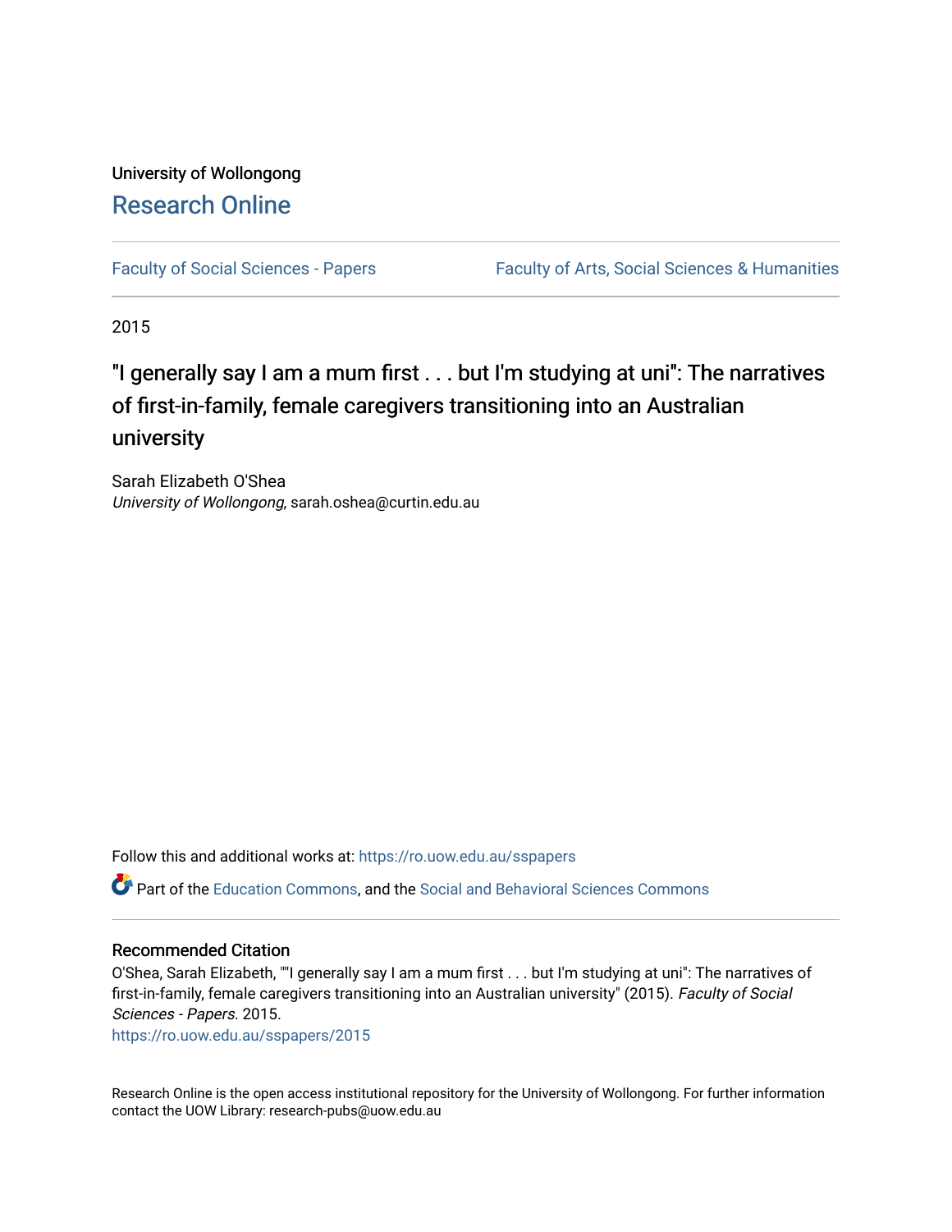University of Wollongong

# Research Online

Faculty of Social Sciences - Papers | Faculty of Arts, Social Sciences & Humanities

2015

# "I generally say I am a mum first . . . but I'm studying at uni": The narratives of first-in-family, female caregivers transitioning into an Australian university

Sarah Elizabeth O'Shea
*University of Wollongong*, sarah.oshea@curtin.edu.au

Follow this and additional works at: https://ro.uow.edu.au/sspapers

Part of the Education Commons, and the Social and Behavioral Sciences Commons

## Recommended Citation

O'Shea, Sarah Elizabeth, ""I generally say I am a mum first . . . but I'm studying at uni": The narratives of first-in-family, female caregivers transitioning into an Australian university" (2015). *Faculty of Social Sciences - Papers*. 2015.
https://ro.uow.edu.au/sspapers/2015

Research Online is the open access institutional repository for the University of Wollongong. For further information contact the UOW Library: research-pubs@uow.edu.au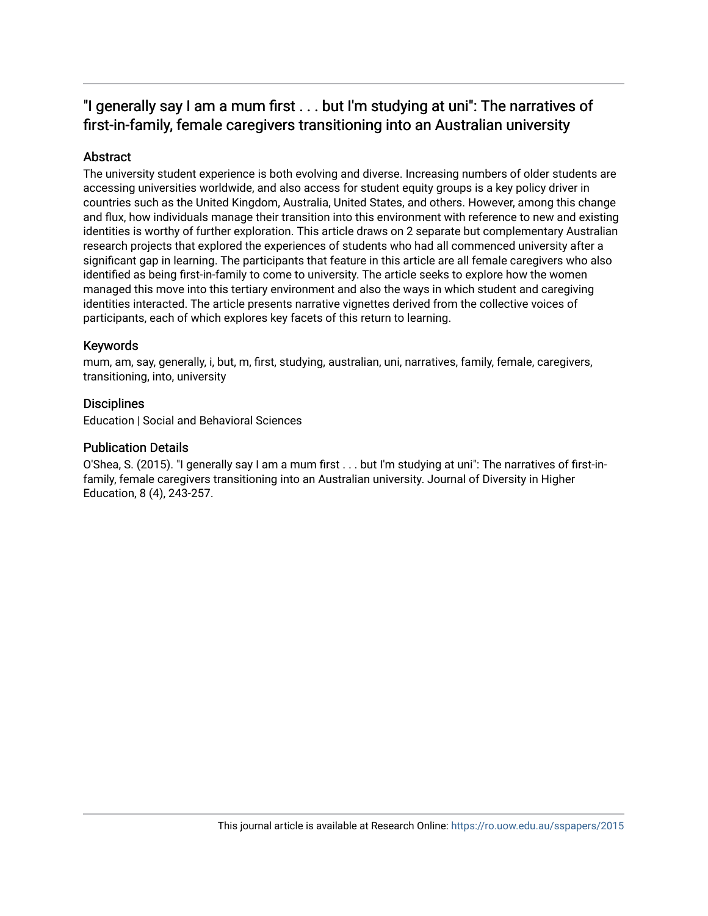## "I generally say I am a mum first . . . but I'm studying at uni": The narratives of first-in-family, female caregivers transitioning into an Australian university

### Abstract

The university student experience is both evolving and diverse. Increasing numbers of older students are accessing universities worldwide, and also access for student equity groups is a key policy driver in countries such as the United Kingdom, Australia, United States, and others. However, among this change and flux, how individuals manage their transition into this environment with reference to new and existing identities is worthy of further exploration. This article draws on 2 separate but complementary Australian research projects that explored the experiences of students who had all commenced university after a significant gap in learning. The participants that feature in this article are all female caregivers who also identified as being first-in-family to come to university. The article seeks to explore how the women managed this move into this tertiary environment and also the ways in which student and caregiving identities interacted. The article presents narrative vignettes derived from the collective voices of participants, each of which explores key facets of this return to learning.

### Keywords

mum, am, say, generally, i, but, m, first, studying, australian, uni, narratives, family, female, caregivers, transitioning, into, university

### Disciplines

Education | Social and Behavioral Sciences

### Publication Details

O'Shea, S. (2015). "I generally say I am a mum first . . . but I'm studying at uni": The narratives of first-in-family, female caregivers transitioning into an Australian university. Journal of Diversity in Higher Education, 8 (4), 243-257.

This journal article is available at Research Online: https://ro.uow.edu.au/sspapers/2015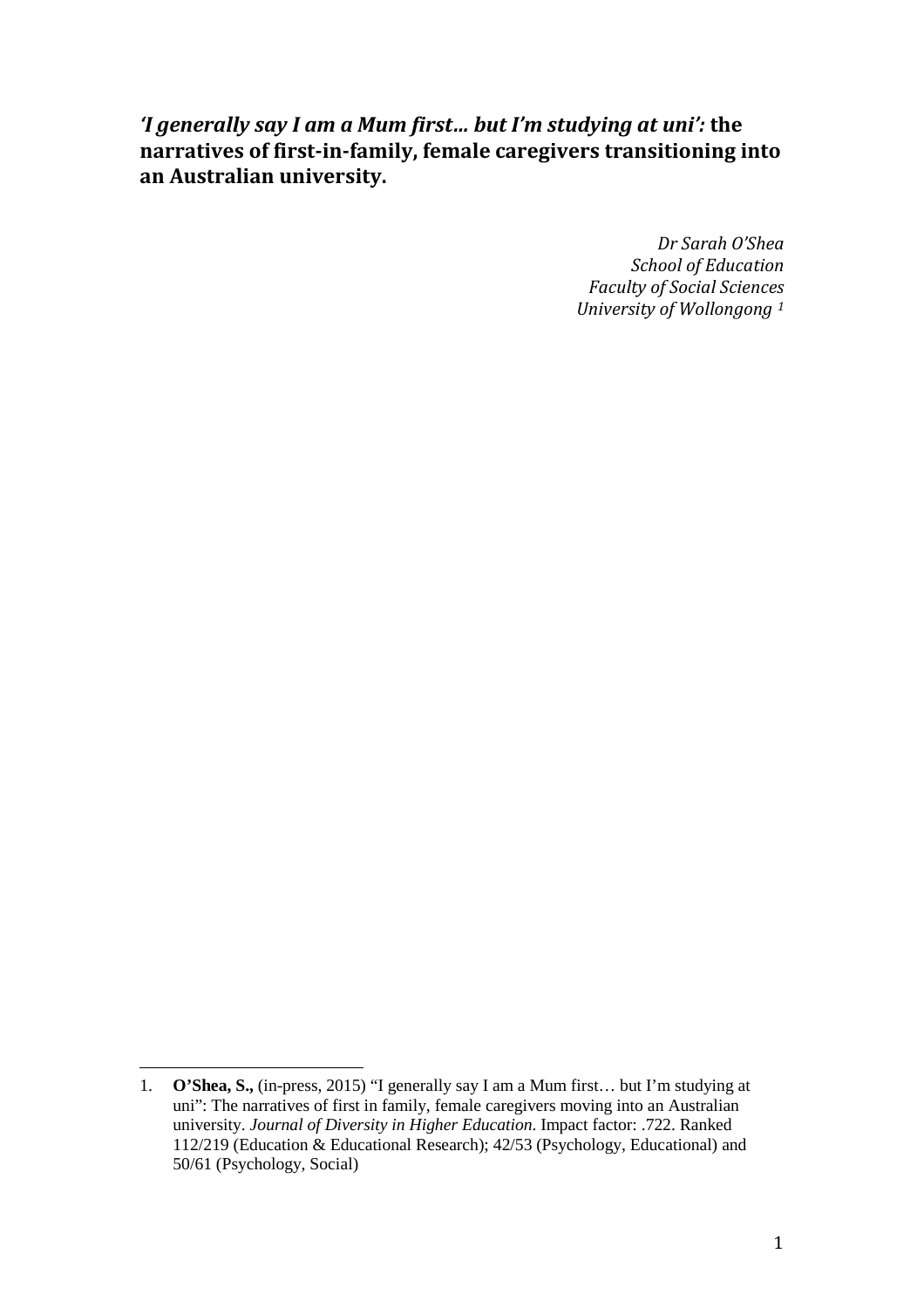# *'I generally say I am a Mum first… but I'm studying at uni':* the narratives of first-in-family, female caregivers transitioning into an Australian university.

*Dr Sarah O'Shea*
*School of Education*
*Faculty of Social Sciences*
*University of Wollongong* [1]

---

1. **O'Shea, S.,** (in-press, 2015) "I generally say I am a Mum first… but I'm studying at uni": The narratives of first in family, female caregivers moving into an Australian university. *Journal of Diversity in Higher Education*. Impact factor: .722. Ranked 112/219 (Education & Educational Research); 42/53 (Psychology, Educational) and 50/61 (Psychology, Social)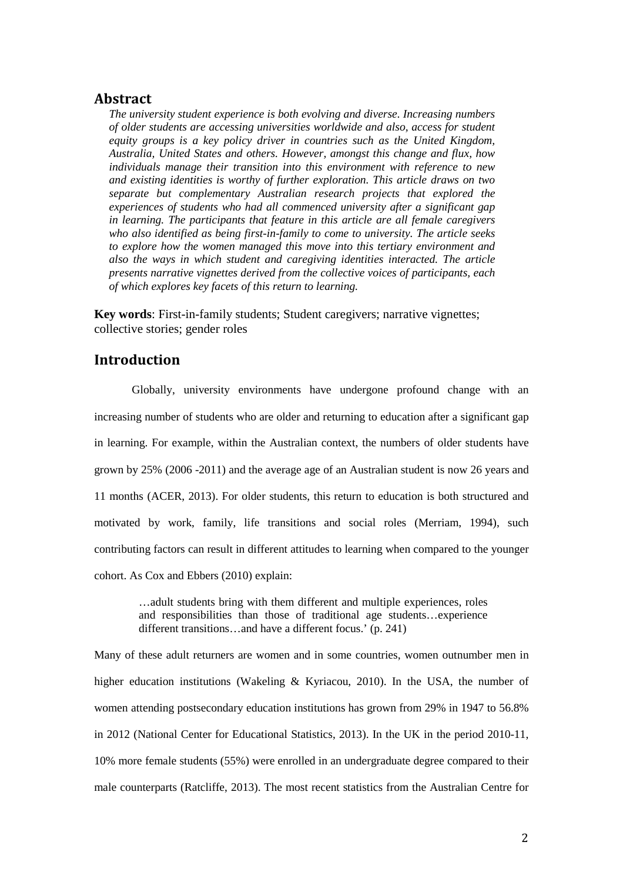## Abstract

*The university student experience is both evolving and diverse. Increasing numbers of older students are accessing universities worldwide and also, access for student equity groups is a key policy driver in countries such as the United Kingdom, Australia, United States and others. However, amongst this change and flux, how individuals manage their transition into this environment with reference to new and existing identities is worthy of further exploration. This article draws on two separate but complementary Australian research projects that explored the experiences of students who had all commenced university after a significant gap in learning. The participants that feature in this article are all female caregivers who also identified as being first-in-family to come to university. The article seeks to explore how the women managed this move into this tertiary environment and also the ways in which student and caregiving identities interacted. The article presents narrative vignettes derived from the collective voices of participants, each of which explores key facets of this return to learning.*

**Key words**: First-in-family students; Student caregivers; narrative vignettes; collective stories; gender roles

## Introduction

Globally, university environments have undergone profound change with an increasing number of students who are older and returning to education after a significant gap in learning. For example, within the Australian context, the numbers of older students have grown by 25% (2006 -2011) and the average age of an Australian student is now 26 years and 11 months (ACER, 2013). For older students, this return to education is both structured and motivated by work, family, life transitions and social roles (Merriam, 1994), such contributing factors can result in different attitudes to learning when compared to the younger cohort. As Cox and Ebbers (2010) explain:

> …adult students bring with them different and multiple experiences, roles and responsibilities than those of traditional age students…experience different transitions…and have a different focus.' (p. 241)

Many of these adult returners are women and in some countries, women outnumber men in higher education institutions (Wakeling & Kyriacou, 2010). In the USA, the number of women attending postsecondary education institutions has grown from 29% in 1947 to 56.8% in 2012 (National Center for Educational Statistics, 2013). In the UK in the period 2010-11, 10% more female students (55%) were enrolled in an undergraduate degree compared to their male counterparts (Ratcliffe, 2013). The most recent statistics from the Australian Centre for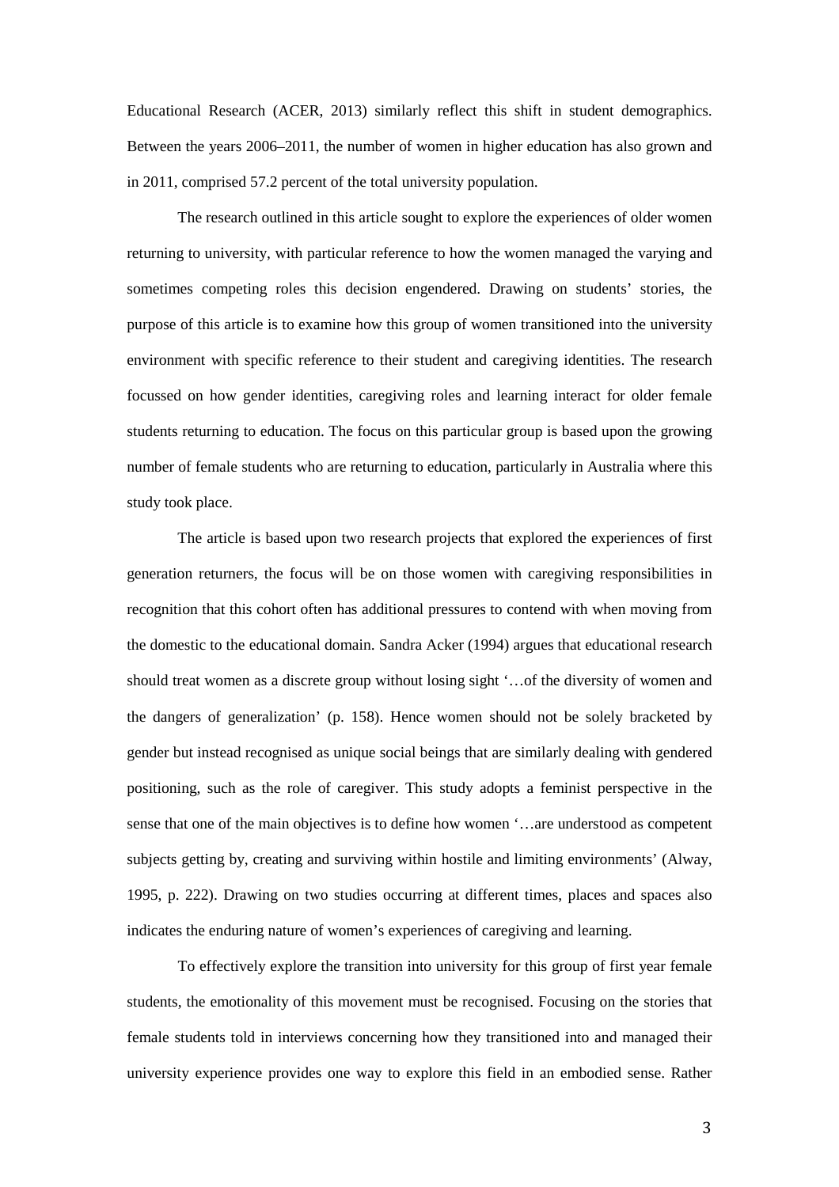Educational Research (ACER, 2013) similarly reflect this shift in student demographics. Between the years 2006–2011, the number of women in higher education has also grown and in 2011, comprised 57.2 percent of the total university population.

The research outlined in this article sought to explore the experiences of older women returning to university, with particular reference to how the women managed the varying and sometimes competing roles this decision engendered. Drawing on students' stories, the purpose of this article is to examine how this group of women transitioned into the university environment with specific reference to their student and caregiving identities. The research focussed on how gender identities, caregiving roles and learning interact for older female students returning to education. The focus on this particular group is based upon the growing number of female students who are returning to education, particularly in Australia where this study took place.

The article is based upon two research projects that explored the experiences of first generation returners, the focus will be on those women with caregiving responsibilities in recognition that this cohort often has additional pressures to contend with when moving from the domestic to the educational domain. Sandra Acker (1994) argues that educational research should treat women as a discrete group without losing sight '…of the diversity of women and the dangers of generalization' (p. 158). Hence women should not be solely bracketed by gender but instead recognised as unique social beings that are similarly dealing with gendered positioning, such as the role of caregiver. This study adopts a feminist perspective in the sense that one of the main objectives is to define how women '…are understood as competent subjects getting by, creating and surviving within hostile and limiting environments' (Alway, 1995, p. 222). Drawing on two studies occurring at different times, places and spaces also indicates the enduring nature of women's experiences of caregiving and learning.

To effectively explore the transition into university for this group of first year female students, the emotionality of this movement must be recognised. Focusing on the stories that female students told in interviews concerning how they transitioned into and managed their university experience provides one way to explore this field in an embodied sense. Rather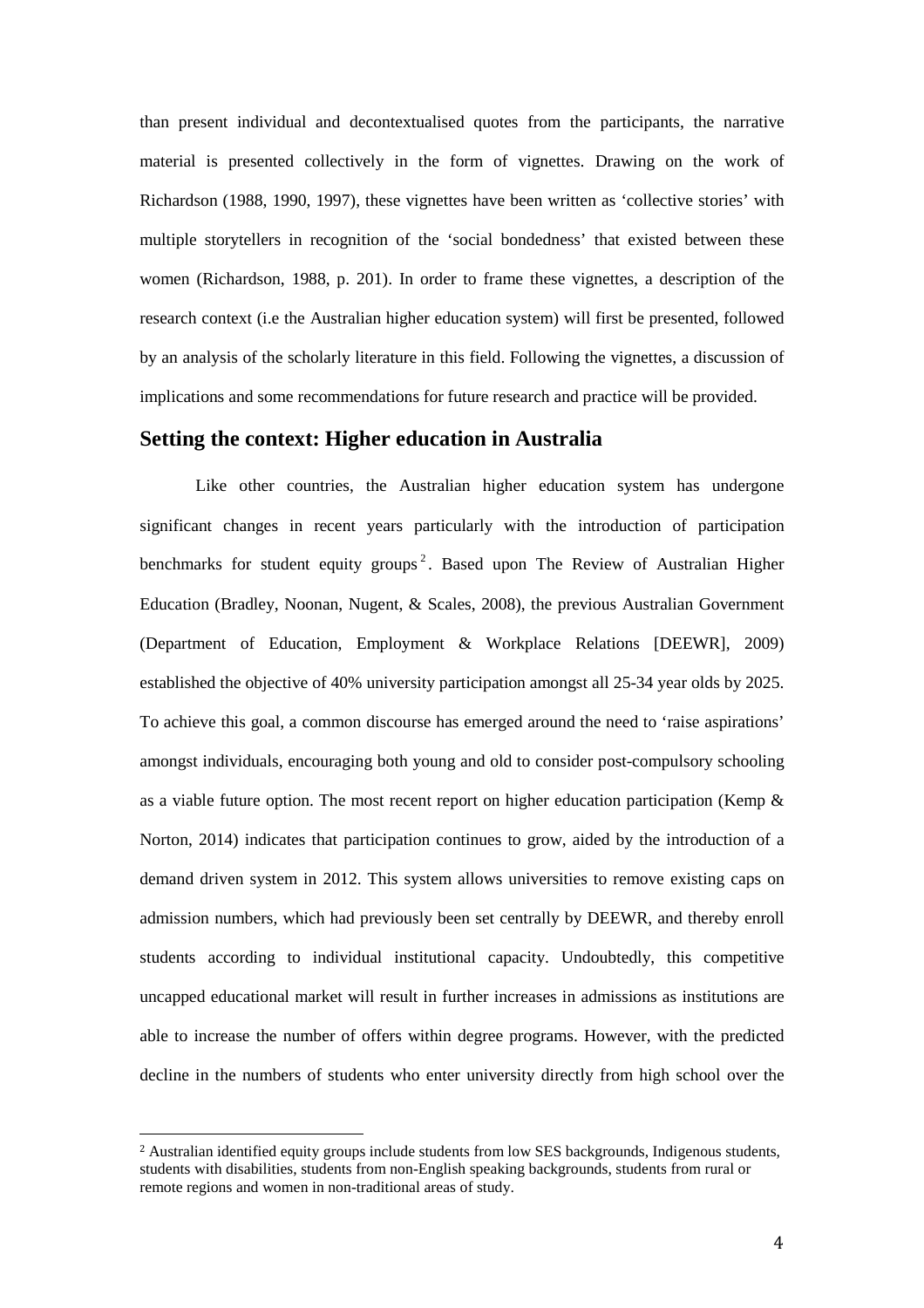than present individual and decontextualised quotes from the participants, the narrative material is presented collectively in the form of vignettes. Drawing on the work of Richardson (1988, 1990, 1997), these vignettes have been written as 'collective stories' with multiple storytellers in recognition of the 'social bondedness' that existed between these women (Richardson, 1988, p. 201). In order to frame these vignettes, a description of the research context (i.e the Australian higher education system) will first be presented, followed by an analysis of the scholarly literature in this field. Following the vignettes, a discussion of implications and some recommendations for future research and practice will be provided.

## Setting the context: Higher education in Australia

Like other countries, the Australian higher education system has undergone significant changes in recent years particularly with the introduction of participation benchmarks for student equity groups[2]. Based upon The Review of Australian Higher Education (Bradley, Noonan, Nugent, & Scales, 2008), the previous Australian Government (Department of Education, Employment & Workplace Relations [DEEWR], 2009) established the objective of 40% university participation amongst all 25-34 year olds by 2025. To achieve this goal, a common discourse has emerged around the need to 'raise aspirations' amongst individuals, encouraging both young and old to consider post-compulsory schooling as a viable future option. The most recent report on higher education participation (Kemp & Norton, 2014) indicates that participation continues to grow, aided by the introduction of a demand driven system in 2012. This system allows universities to remove existing caps on admission numbers, which had previously been set centrally by DEEWR, and thereby enroll students according to individual institutional capacity. Undoubtedly, this competitive uncapped educational market will result in further increases in admissions as institutions are able to increase the number of offers within degree programs. However, with the predicted decline in the numbers of students who enter university directly from high school over the

[2] Australian identified equity groups include students from low SES backgrounds, Indigenous students, students with disabilities, students from non-English speaking backgrounds, students from rural or remote regions and women in non-traditional areas of study.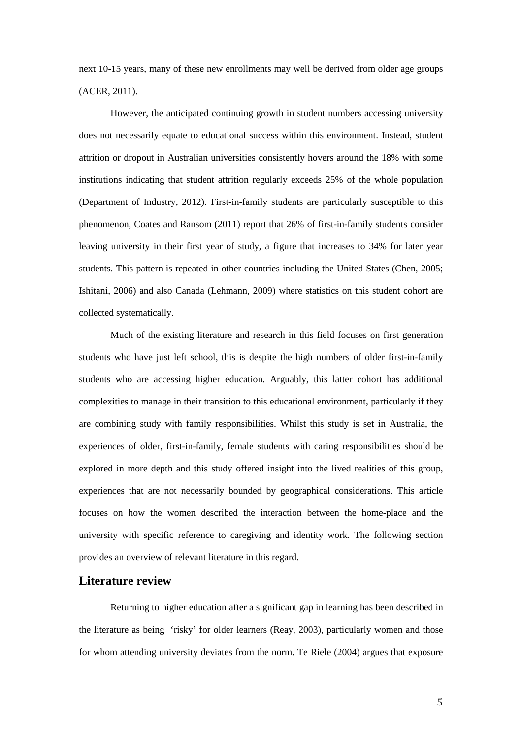next 10-15 years, many of these new enrollments may well be derived from older age groups (ACER, 2011).

However, the anticipated continuing growth in student numbers accessing university does not necessarily equate to educational success within this environment. Instead, student attrition or dropout in Australian universities consistently hovers around the 18% with some institutions indicating that student attrition regularly exceeds 25% of the whole population (Department of Industry, 2012). First-in-family students are particularly susceptible to this phenomenon, Coates and Ransom (2011) report that 26% of first-in-family students consider leaving university in their first year of study, a figure that increases to 34% for later year students. This pattern is repeated in other countries including the United States (Chen, 2005; Ishitani, 2006) and also Canada (Lehmann, 2009) where statistics on this student cohort are collected systematically.

Much of the existing literature and research in this field focuses on first generation students who have just left school, this is despite the high numbers of older first-in-family students who are accessing higher education. Arguably, this latter cohort has additional complexities to manage in their transition to this educational environment, particularly if they are combining study with family responsibilities. Whilst this study is set in Australia, the experiences of older, first-in-family, female students with caring responsibilities should be explored in more depth and this study offered insight into the lived realities of this group, experiences that are not necessarily bounded by geographical considerations. This article focuses on how the women described the interaction between the home-place and the university with specific reference to caregiving and identity work. The following section provides an overview of relevant literature in this regard.

## Literature review

Returning to higher education after a significant gap in learning has been described in the literature as being 'risky' for older learners (Reay, 2003), particularly women and those for whom attending university deviates from the norm. Te Riele (2004) argues that exposure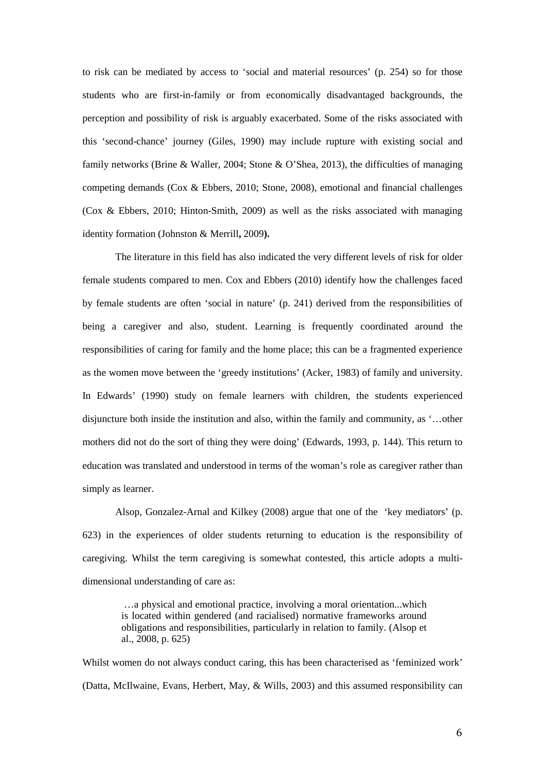to risk can be mediated by access to 'social and material resources' (p. 254) so for those students who are first-in-family or from economically disadvantaged backgrounds, the perception and possibility of risk is arguably exacerbated. Some of the risks associated with this 'second-chance' journey (Giles, 1990) may include rupture with existing social and family networks (Brine & Waller, 2004; Stone & O'Shea, 2013), the difficulties of managing competing demands (Cox & Ebbers, 2010; Stone, 2008), emotional and financial challenges (Cox & Ebbers, 2010; Hinton-Smith, 2009) as well as the risks associated with managing identity formation (Johnston & Merrill**,** 2009**).**

The literature in this field has also indicated the very different levels of risk for older female students compared to men. Cox and Ebbers (2010) identify how the challenges faced by female students are often 'social in nature' (p. 241) derived from the responsibilities of being a caregiver and also, student. Learning is frequently coordinated around the responsibilities of caring for family and the home place; this can be a fragmented experience as the women move between the 'greedy institutions' (Acker, 1983) of family and university. In Edwards' (1990) study on female learners with children, the students experienced disjuncture both inside the institution and also, within the family and community, as '…other mothers did not do the sort of thing they were doing' (Edwards, 1993, p. 144). This return to education was translated and understood in terms of the woman's role as caregiver rather than simply as learner.

Alsop, Gonzalez-Arnal and Kilkey (2008) argue that one of the 'key mediators' (p. 623) in the experiences of older students returning to education is the responsibility of caregiving. Whilst the term caregiving is somewhat contested, this article adopts a multi-dimensional understanding of care as:

> …a physical and emotional practice, involving a moral orientation...which is located within gendered (and racialised) normative frameworks around obligations and responsibilities, particularly in relation to family. (Alsop et al., 2008, p. 625)

Whilst women do not always conduct caring, this has been characterised as 'feminized work' (Datta, McIlwaine, Evans, Herbert, May, & Wills, 2003) and this assumed responsibility can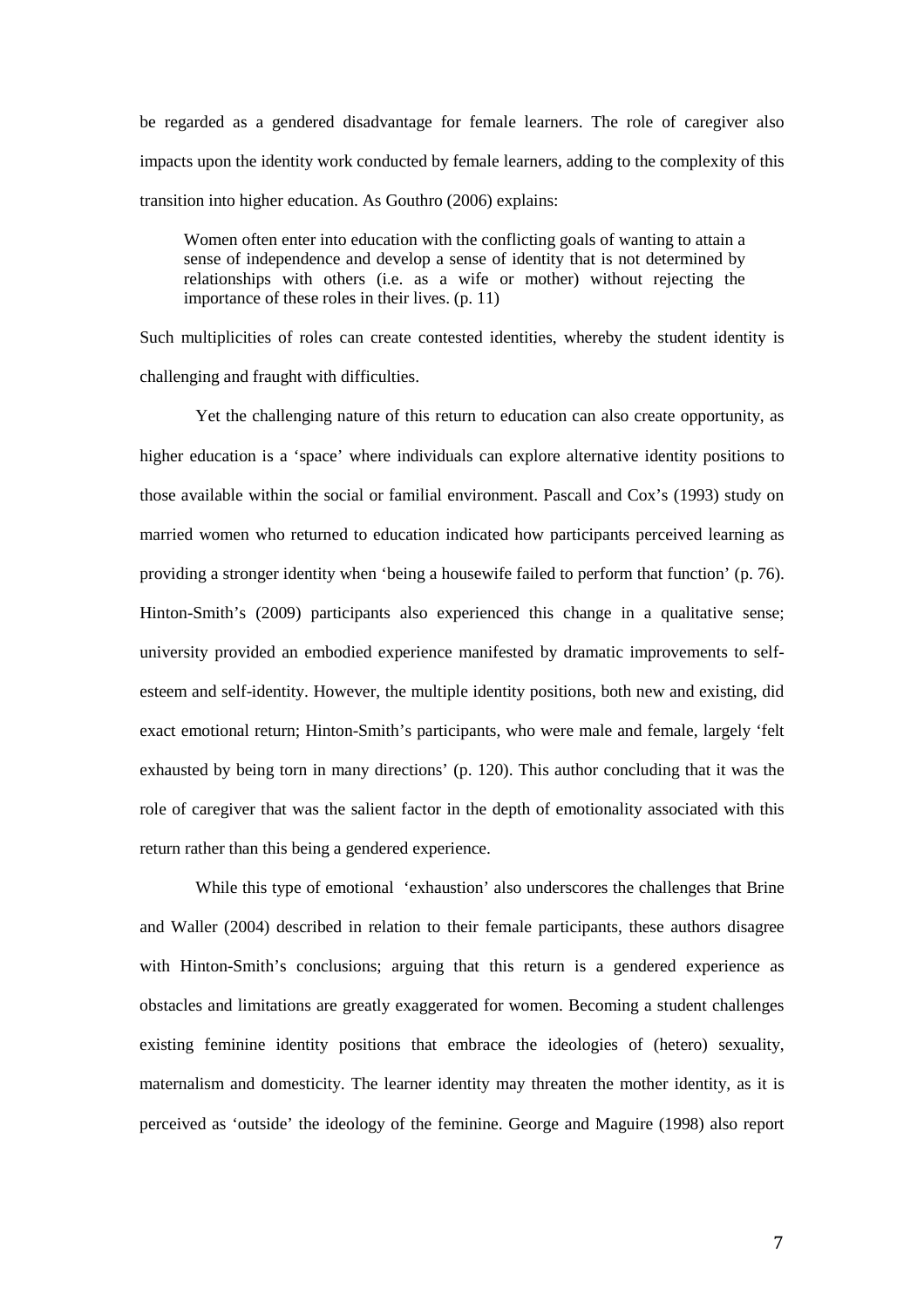be regarded as a gendered disadvantage for female learners. The role of caregiver also impacts upon the identity work conducted by female learners, adding to the complexity of this transition into higher education. As Gouthro (2006) explains:

> Women often enter into education with the conflicting goals of wanting to attain a sense of independence and develop a sense of identity that is not determined by relationships with others (i.e. as a wife or mother) without rejecting the importance of these roles in their lives. (p. 11)

Such multiplicities of roles can create contested identities, whereby the student identity is challenging and fraught with difficulties.

Yet the challenging nature of this return to education can also create opportunity, as higher education is a 'space' where individuals can explore alternative identity positions to those available within the social or familial environment. Pascall and Cox's (1993) study on married women who returned to education indicated how participants perceived learning as providing a stronger identity when 'being a housewife failed to perform that function' (p. 76). Hinton-Smith's (2009) participants also experienced this change in a qualitative sense; university provided an embodied experience manifested by dramatic improvements to self-esteem and self-identity. However, the multiple identity positions, both new and existing, did exact emotional return; Hinton-Smith's participants, who were male and female, largely 'felt exhausted by being torn in many directions' (p. 120). This author concluding that it was the role of caregiver that was the salient factor in the depth of emotionality associated with this return rather than this being a gendered experience.

While this type of emotional 'exhaustion' also underscores the challenges that Brine and Waller (2004) described in relation to their female participants, these authors disagree with Hinton-Smith's conclusions; arguing that this return is a gendered experience as obstacles and limitations are greatly exaggerated for women. Becoming a student challenges existing feminine identity positions that embrace the ideologies of (hetero) sexuality, maternalism and domesticity. The learner identity may threaten the mother identity, as it is perceived as 'outside' the ideology of the feminine. George and Maguire (1998) also report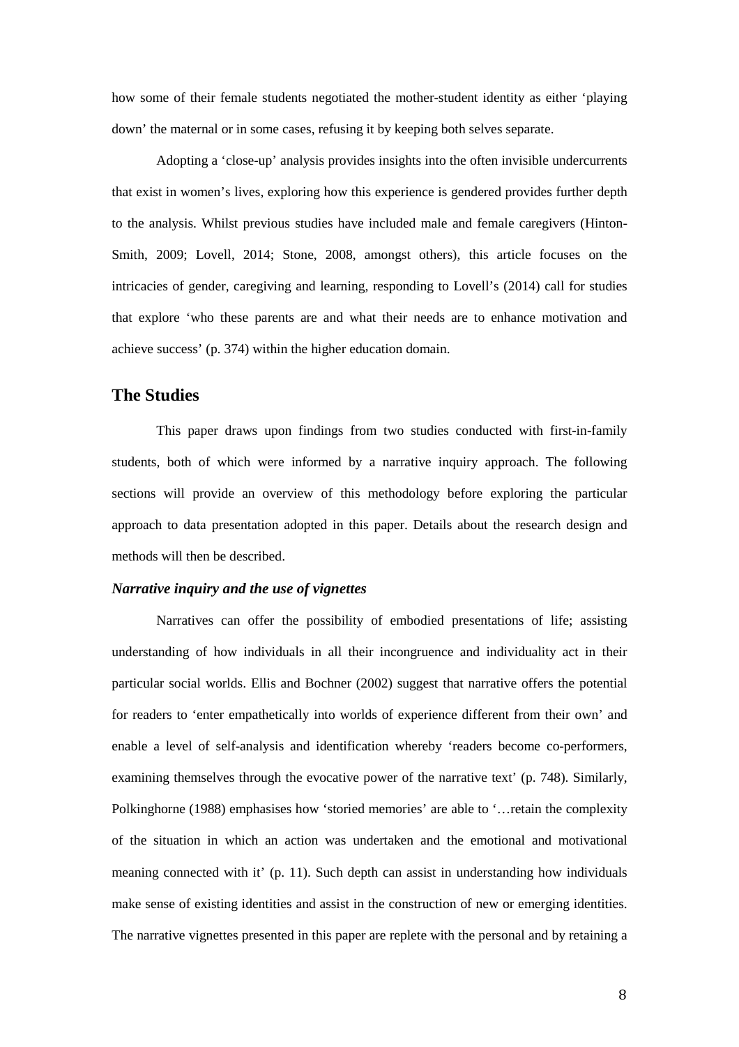how some of their female students negotiated the mother-student identity as either 'playing down' the maternal or in some cases, refusing it by keeping both selves separate.

Adopting a 'close-up' analysis provides insights into the often invisible undercurrents that exist in women's lives, exploring how this experience is gendered provides further depth to the analysis. Whilst previous studies have included male and female caregivers (Hinton-Smith, 2009; Lovell, 2014; Stone, 2008, amongst others), this article focuses on the intricacies of gender, caregiving and learning, responding to Lovell's (2014) call for studies that explore 'who these parents are and what their needs are to enhance motivation and achieve success' (p. 374) within the higher education domain.

## The Studies

This paper draws upon findings from two studies conducted with first-in-family students, both of which were informed by a narrative inquiry approach. The following sections will provide an overview of this methodology before exploring the particular approach to data presentation adopted in this paper. Details about the research design and methods will then be described.

### *Narrative inquiry and the use of vignettes*

Narratives can offer the possibility of embodied presentations of life; assisting understanding of how individuals in all their incongruence and individuality act in their particular social worlds. Ellis and Bochner (2002) suggest that narrative offers the potential for readers to 'enter empathetically into worlds of experience different from their own' and enable a level of self-analysis and identification whereby 'readers become co-performers, examining themselves through the evocative power of the narrative text' (p. 748). Similarly, Polkinghorne (1988) emphasises how 'storied memories' are able to '…retain the complexity of the situation in which an action was undertaken and the emotional and motivational meaning connected with it' (p. 11). Such depth can assist in understanding how individuals make sense of existing identities and assist in the construction of new or emerging identities. The narrative vignettes presented in this paper are replete with the personal and by retaining a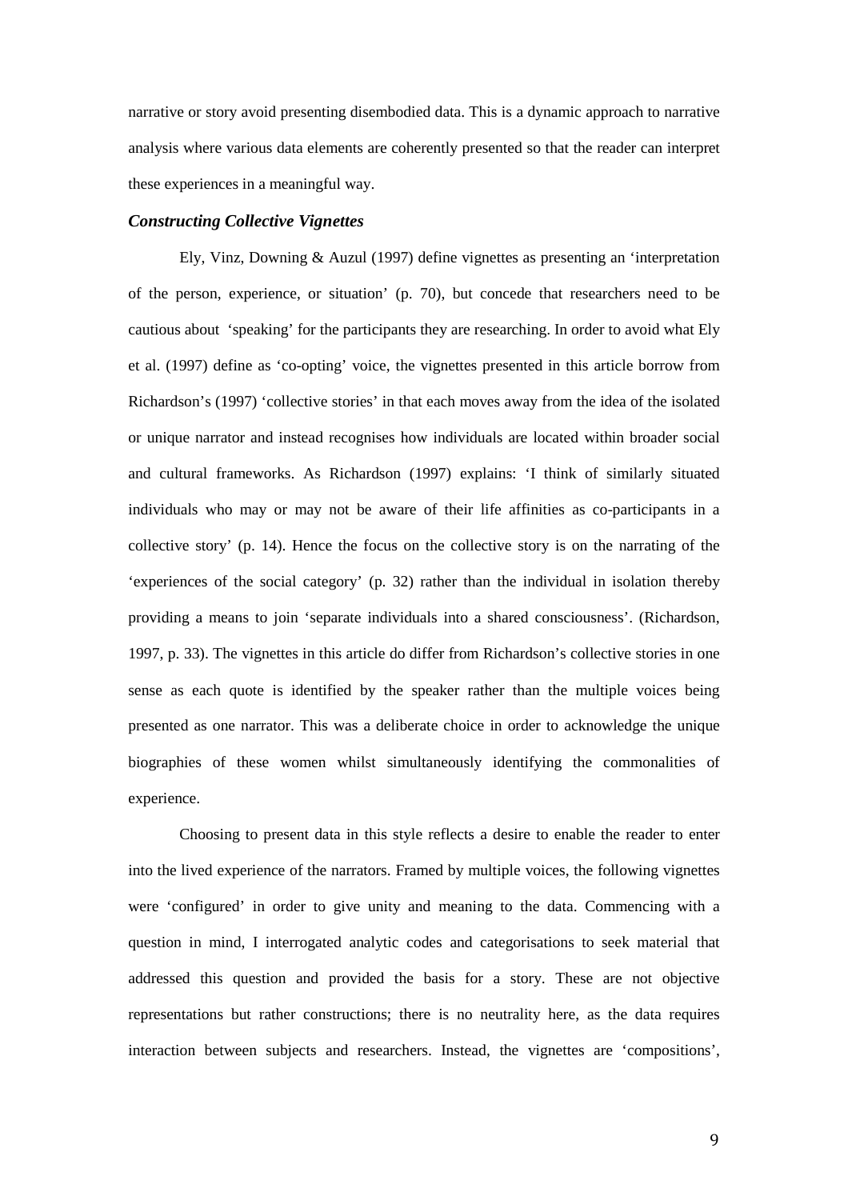narrative or story avoid presenting disembodied data. This is a dynamic approach to narrative analysis where various data elements are coherently presented so that the reader can interpret these experiences in a meaningful way.

### *Constructing Collective Vignettes*

Ely, Vinz, Downing & Auzul (1997) define vignettes as presenting an 'interpretation of the person, experience, or situation' (p. 70), but concede that researchers need to be cautious about 'speaking' for the participants they are researching. In order to avoid what Ely et al. (1997) define as 'co-opting' voice, the vignettes presented in this article borrow from Richardson's (1997) 'collective stories' in that each moves away from the idea of the isolated or unique narrator and instead recognises how individuals are located within broader social and cultural frameworks. As Richardson (1997) explains: 'I think of similarly situated individuals who may or may not be aware of their life affinities as co-participants in a collective story' (p. 14). Hence the focus on the collective story is on the narrating of the 'experiences of the social category' (p. 32) rather than the individual in isolation thereby providing a means to join 'separate individuals into a shared consciousness'. (Richardson, 1997, p. 33). The vignettes in this article do differ from Richardson's collective stories in one sense as each quote is identified by the speaker rather than the multiple voices being presented as one narrator. This was a deliberate choice in order to acknowledge the unique biographies of these women whilst simultaneously identifying the commonalities of experience.

Choosing to present data in this style reflects a desire to enable the reader to enter into the lived experience of the narrators. Framed by multiple voices, the following vignettes were 'configured' in order to give unity and meaning to the data. Commencing with a question in mind, I interrogated analytic codes and categorisations to seek material that addressed this question and provided the basis for a story. These are not objective representations but rather constructions; there is no neutrality here, as the data requires interaction between subjects and researchers. Instead, the vignettes are 'compositions',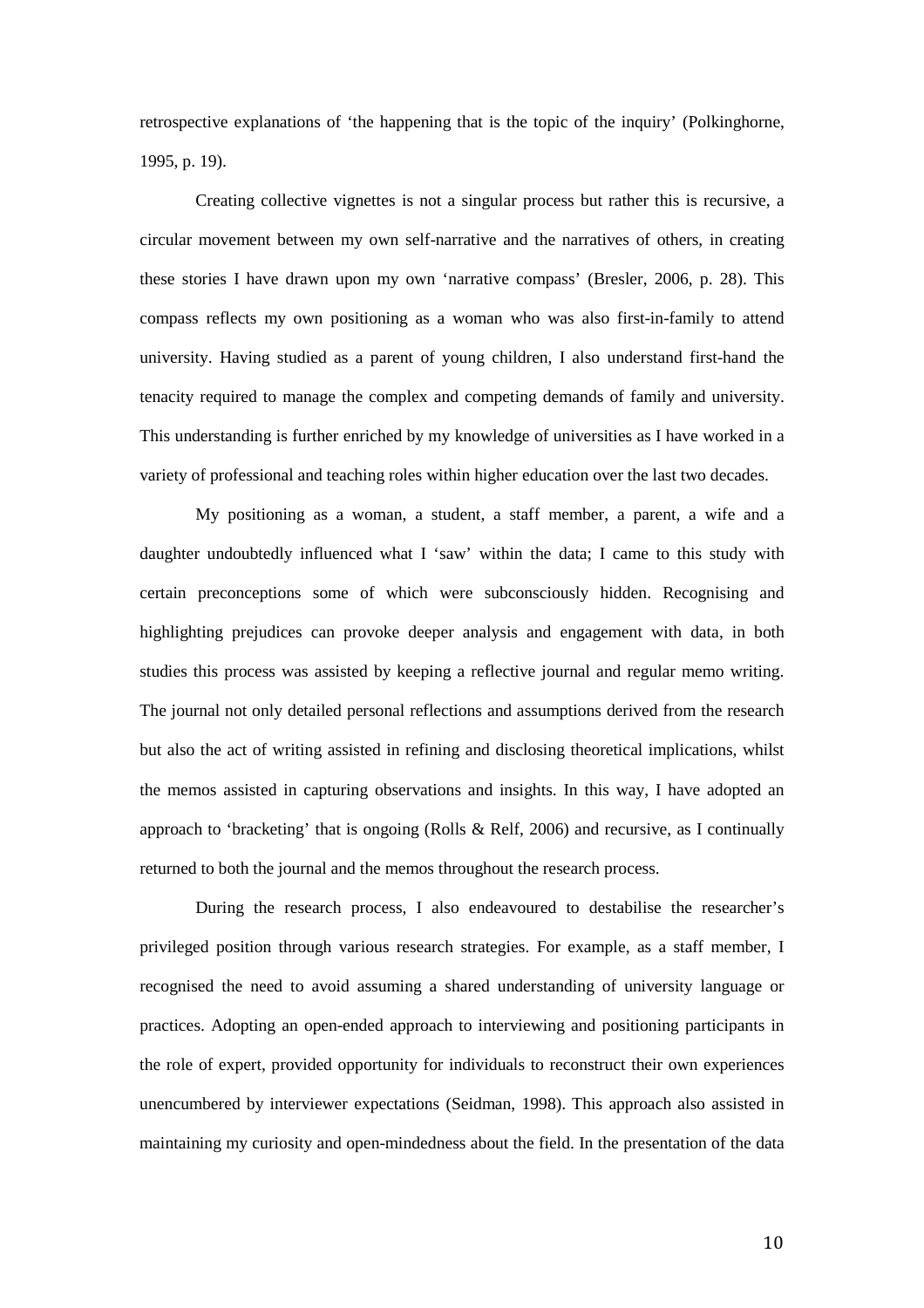retrospective explanations of 'the happening that is the topic of the inquiry' (Polkinghorne, 1995, p. 19).

Creating collective vignettes is not a singular process but rather this is recursive, a circular movement between my own self-narrative and the narratives of others, in creating these stories I have drawn upon my own 'narrative compass' (Bresler, 2006, p. 28). This compass reflects my own positioning as a woman who was also first-in-family to attend university. Having studied as a parent of young children, I also understand first-hand the tenacity required to manage the complex and competing demands of family and university. This understanding is further enriched by my knowledge of universities as I have worked in a variety of professional and teaching roles within higher education over the last two decades.

My positioning as a woman, a student, a staff member, a parent, a wife and a daughter undoubtedly influenced what I 'saw' within the data; I came to this study with certain preconceptions some of which were subconsciously hidden. Recognising and highlighting prejudices can provoke deeper analysis and engagement with data, in both studies this process was assisted by keeping a reflective journal and regular memo writing. The journal not only detailed personal reflections and assumptions derived from the research but also the act of writing assisted in refining and disclosing theoretical implications, whilst the memos assisted in capturing observations and insights. In this way, I have adopted an approach to 'bracketing' that is ongoing (Rolls & Relf, 2006) and recursive, as I continually returned to both the journal and the memos throughout the research process.

During the research process, I also endeavoured to destabilise the researcher's privileged position through various research strategies. For example, as a staff member, I recognised the need to avoid assuming a shared understanding of university language or practices. Adopting an open-ended approach to interviewing and positioning participants in the role of expert, provided opportunity for individuals to reconstruct their own experiences unencumbered by interviewer expectations (Seidman, 1998). This approach also assisted in maintaining my curiosity and open-mindedness about the field. In the presentation of the data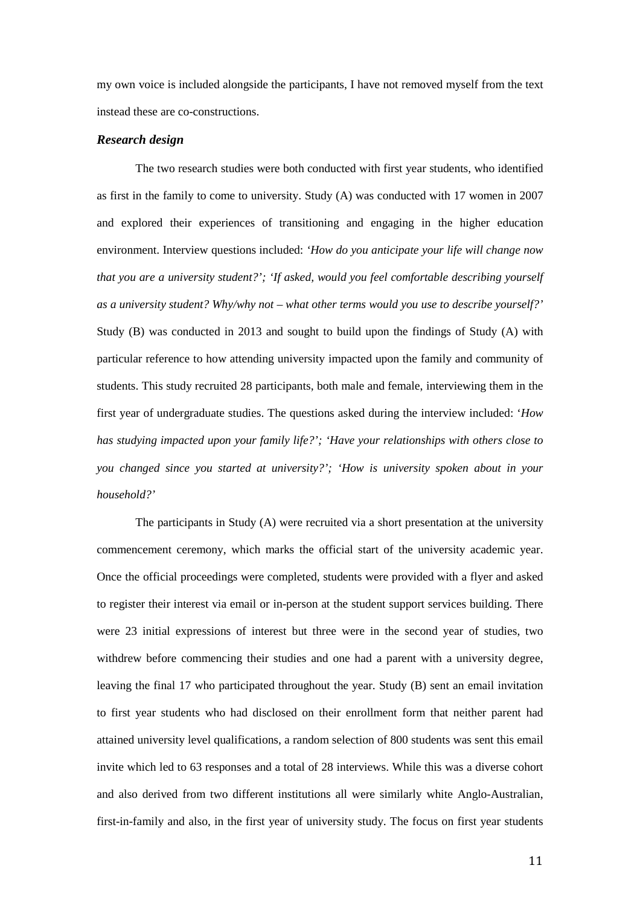my own voice is included alongside the participants, I have not removed myself from the text instead these are co-constructions.

### *Research design*

The two research studies were both conducted with first year students, who identified as first in the family to come to university. Study (A) was conducted with 17 women in 2007 and explored their experiences of transitioning and engaging in the higher education environment. Interview questions included: '*How do you anticipate your life will change now that you are a university student?*'; '*If asked, would you feel comfortable describing yourself as a university student? Why/why not – what other terms would you use to describe yourself?*' Study (B) was conducted in 2013 and sought to build upon the findings of Study (A) with particular reference to how attending university impacted upon the family and community of students. This study recruited 28 participants, both male and female, interviewing them in the first year of undergraduate studies. The questions asked during the interview included: '*How has studying impacted upon your family life?*'; '*Have your relationships with others close to you changed since you started at university?*'; '*How is university spoken about in your household?*'

The participants in Study (A) were recruited via a short presentation at the university commencement ceremony, which marks the official start of the university academic year. Once the official proceedings were completed, students were provided with a flyer and asked to register their interest via email or in-person at the student support services building. There were 23 initial expressions of interest but three were in the second year of studies, two withdrew before commencing their studies and one had a parent with a university degree, leaving the final 17 who participated throughout the year. Study (B) sent an email invitation to first year students who had disclosed on their enrollment form that neither parent had attained university level qualifications, a random selection of 800 students was sent this email invite which led to 63 responses and a total of 28 interviews. While this was a diverse cohort and also derived from two different institutions all were similarly white Anglo-Australian, first-in-family and also, in the first year of university study. The focus on first year students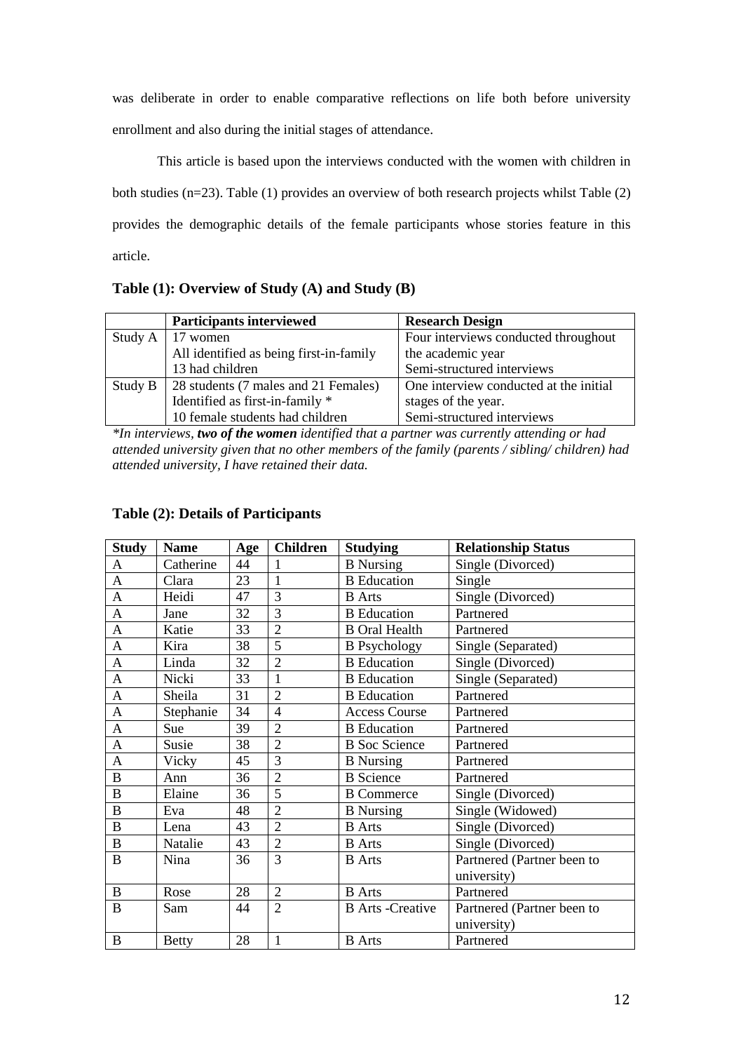was deliberate in order to enable comparative reflections on life both before university enrollment and also during the initial stages of attendance.

This article is based upon the interviews conducted with the women with children in both studies (n=23). Table (1) provides an overview of both research projects whilst Table (2) provides the demographic details of the female participants whose stories feature in this article.

**Table (1): Overview of Study (A) and Study (B)**

| | **Participants interviewed** | **Research Design** |
|---|---|---|
| Study A | 17 women<br>All identified as being first-in-family<br>13 had children | Four interviews conducted throughout the academic year<br>Semi-structured interviews |
| Study B | 28 students (7 males and 21 Females)<br>Identified as first-in-family *<br>10 female students had children | One interview conducted at the initial stages of the year.<br>Semi-structured interviews |

*\*In interviews, **two of the women** identified that a partner was currently attending or had attended university given that no other members of the family (parents / sibling/ children) had attended university, I have retained their data.*

**Table (2): Details of Participants**

| **Study** | **Name** | **Age** | **Children** | **Studying** | **Relationship Status** |
|---|---|---|---|---|---|
| A | Catherine | 44 | 1 | B Nursing | Single (Divorced) |
| A | Clara | 23 | 1 | B Education | Single |
| A | Heidi | 47 | 3 | B Arts | Single (Divorced) |
| A | Jane | 32 | 3 | B Education | Partnered |
| A | Katie | 33 | 2 | B Oral Health | Partnered |
| A | Kira | 38 | 5 | B Psychology | Single (Separated) |
| A | Linda | 32 | 2 | B Education | Single (Divorced) |
| A | Nicki | 33 | 1 | B Education | Single (Separated) |
| A | Sheila | 31 | 2 | B Education | Partnered |
| A | Stephanie | 34 | 4 | Access Course | Partnered |
| A | Sue | 39 | 2 | B Education | Partnered |
| A | Susie | 38 | 2 | B Soc Science | Partnered |
| A | Vicky | 45 | 3 | B Nursing | Partnered |
| B | Ann | 36 | 2 | B Science | Partnered |
| B | Elaine | 36 | 5 | B Commerce | Single (Divorced) |
| B | Eva | 48 | 2 | B Nursing | Single (Widowed) |
| B | Lena | 43 | 2 | B Arts | Single (Divorced) |
| B | Natalie | 43 | 2 | B Arts | Single (Divorced) |
| B | Nina | 36 | 3 | B Arts | Partnered (Partner been to university) |
| B | Rose | 28 | 2 | B Arts | Partnered |
| B | Sam | 44 | 2 | B Arts -Creative | Partnered (Partner been to university) |
| B | Betty | 28 | 1 | B Arts | Partnered |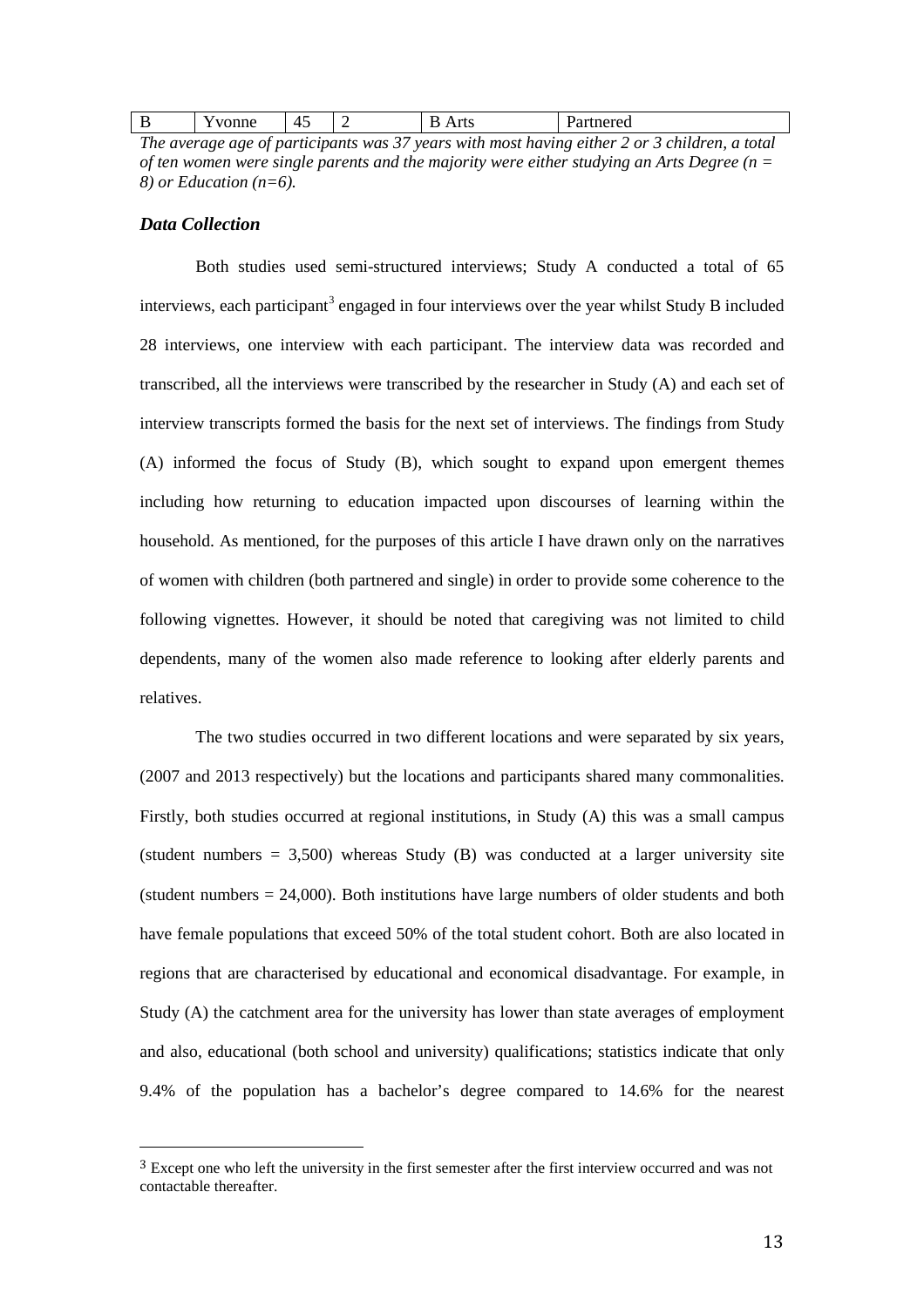| B | Yvonne | 45 | 2 | B Arts | Partnered |
|---|---|---|---|---|---|

*The average age of participants was 37 years with most having either 2 or 3 children, a total of ten women were single parents and the majority were either studying an Arts Degree (n = 8) or Education (n=6).*

### *Data Collection*

Both studies used semi-structured interviews; Study A conducted a total of 65 interviews, each participant[3] engaged in four interviews over the year whilst Study B included 28 interviews, one interview with each participant. The interview data was recorded and transcribed, all the interviews were transcribed by the researcher in Study (A) and each set of interview transcripts formed the basis for the next set of interviews. The findings from Study (A) informed the focus of Study (B), which sought to expand upon emergent themes including how returning to education impacted upon discourses of learning within the household. As mentioned, for the purposes of this article I have drawn only on the narratives of women with children (both partnered and single) in order to provide some coherence to the following vignettes. However, it should be noted that caregiving was not limited to child dependents, many of the women also made reference to looking after elderly parents and relatives.

The two studies occurred in two different locations and were separated by six years, (2007 and 2013 respectively) but the locations and participants shared many commonalities. Firstly, both studies occurred at regional institutions, in Study (A) this was a small campus (student numbers = 3,500) whereas Study (B) was conducted at a larger university site (student numbers = 24,000). Both institutions have large numbers of older students and both have female populations that exceed 50% of the total student cohort. Both are also located in regions that are characterised by educational and economical disadvantage. For example, in Study (A) the catchment area for the university has lower than state averages of employment and also, educational (both school and university) qualifications; statistics indicate that only 9.4% of the population has a bachelor's degree compared to 14.6% for the nearest

[3] Except one who left the university in the first semester after the first interview occurred and was not contactable thereafter.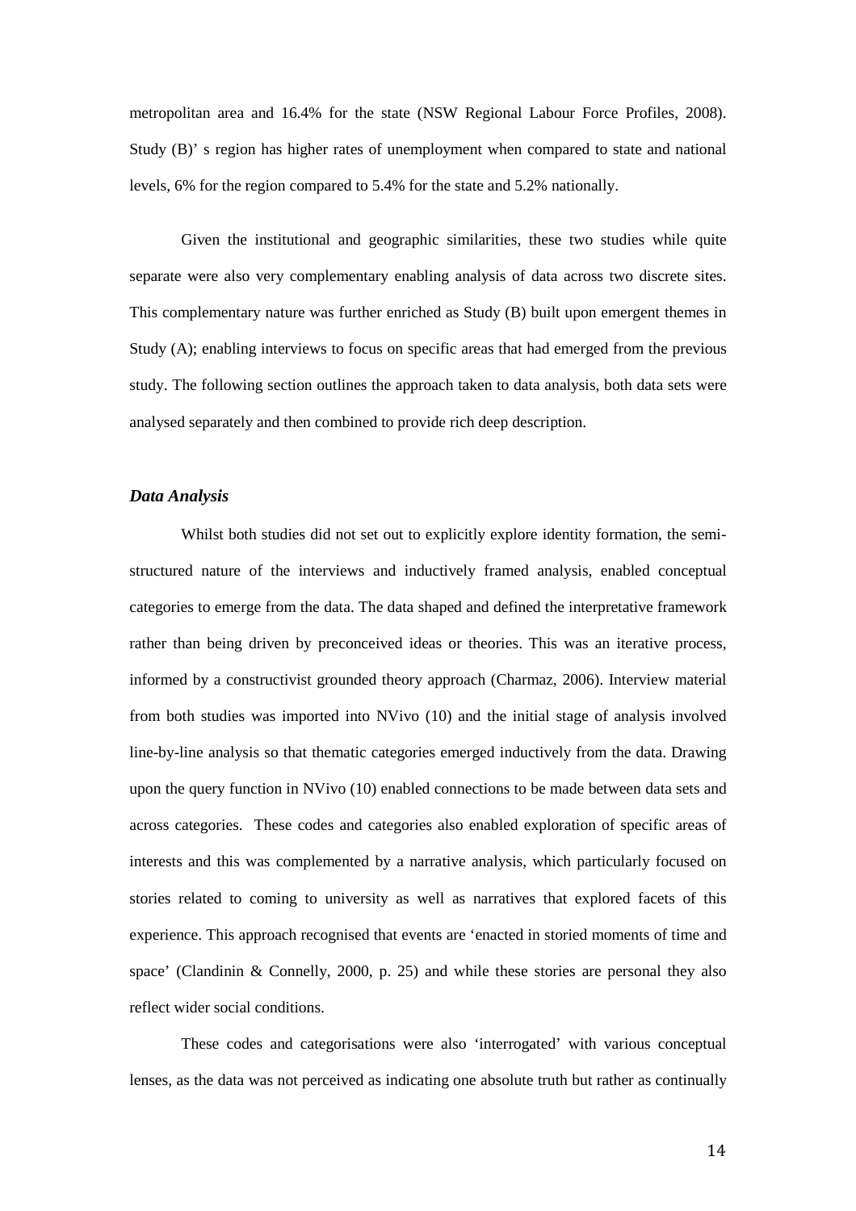metropolitan area and 16.4% for the state (NSW Regional Labour Force Profiles, 2008). Study (B)' s region has higher rates of unemployment when compared to state and national levels, 6% for the region compared to 5.4% for the state and 5.2% nationally.

Given the institutional and geographic similarities, these two studies while quite separate were also very complementary enabling analysis of data across two discrete sites. This complementary nature was further enriched as Study (B) built upon emergent themes in Study (A); enabling interviews to focus on specific areas that had emerged from the previous study. The following section outlines the approach taken to data analysis, both data sets were analysed separately and then combined to provide rich deep description.

### *Data Analysis*

Whilst both studies did not set out to explicitly explore identity formation, the semi-structured nature of the interviews and inductively framed analysis, enabled conceptual categories to emerge from the data. The data shaped and defined the interpretative framework rather than being driven by preconceived ideas or theories. This was an iterative process, informed by a constructivist grounded theory approach (Charmaz, 2006). Interview material from both studies was imported into NVivo (10) and the initial stage of analysis involved line-by-line analysis so that thematic categories emerged inductively from the data. Drawing upon the query function in NVivo (10) enabled connections to be made between data sets and across categories. These codes and categories also enabled exploration of specific areas of interests and this was complemented by a narrative analysis, which particularly focused on stories related to coming to university as well as narratives that explored facets of this experience. This approach recognised that events are 'enacted in storied moments of time and space' (Clandinin & Connelly, 2000, p. 25) and while these stories are personal they also reflect wider social conditions.

These codes and categorisations were also 'interrogated' with various conceptual lenses, as the data was not perceived as indicating one absolute truth but rather as continually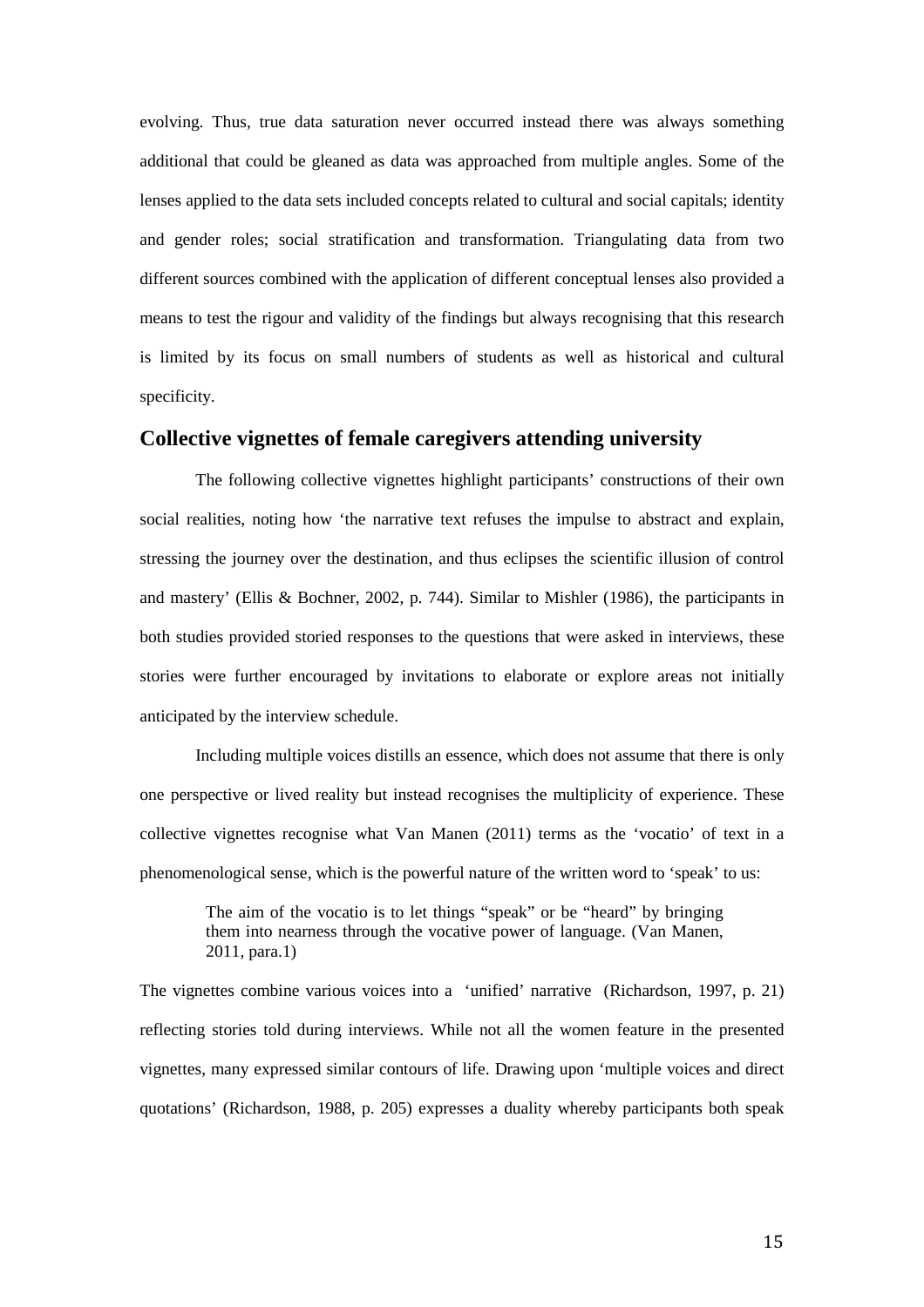evolving. Thus, true data saturation never occurred instead there was always something additional that could be gleaned as data was approached from multiple angles. Some of the lenses applied to the data sets included concepts related to cultural and social capitals; identity and gender roles; social stratification and transformation. Triangulating data from two different sources combined with the application of different conceptual lenses also provided a means to test the rigour and validity of the findings but always recognising that this research is limited by its focus on small numbers of students as well as historical and cultural specificity.

## Collective vignettes of female caregivers attending university

The following collective vignettes highlight participants' constructions of their own social realities, noting how 'the narrative text refuses the impulse to abstract and explain, stressing the journey over the destination, and thus eclipses the scientific illusion of control and mastery' (Ellis & Bochner, 2002, p. 744). Similar to Mishler (1986), the participants in both studies provided storied responses to the questions that were asked in interviews, these stories were further encouraged by invitations to elaborate or explore areas not initially anticipated by the interview schedule.

Including multiple voices distills an essence, which does not assume that there is only one perspective or lived reality but instead recognises the multiplicity of experience. These collective vignettes recognise what Van Manen (2011) terms as the 'vocatio' of text in a phenomenological sense, which is the powerful nature of the written word to 'speak' to us:

> The aim of the vocatio is to let things "speak" or be "heard" by bringing them into nearness through the vocative power of language. (Van Manen, 2011, para.1)

The vignettes combine various voices into a 'unified' narrative (Richardson, 1997, p. 21) reflecting stories told during interviews. While not all the women feature in the presented vignettes, many expressed similar contours of life. Drawing upon 'multiple voices and direct quotations' (Richardson, 1988, p. 205) expresses a duality whereby participants both speak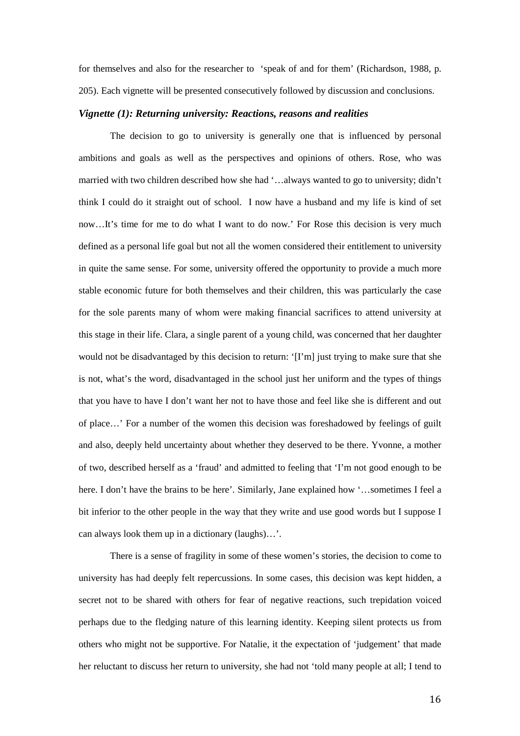for themselves and also for the researcher to 'speak of and for them' (Richardson, 1988, p. 205). Each vignette will be presented consecutively followed by discussion and conclusions.

### *Vignette (1): Returning university: Reactions, reasons and realities*

The decision to go to university is generally one that is influenced by personal ambitions and goals as well as the perspectives and opinions of others. Rose, who was married with two children described how she had '…always wanted to go to university; didn't think I could do it straight out of school. I now have a husband and my life is kind of set now…It's time for me to do what I want to do now.' For Rose this decision is very much defined as a personal life goal but not all the women considered their entitlement to university in quite the same sense. For some, university offered the opportunity to provide a much more stable economic future for both themselves and their children, this was particularly the case for the sole parents many of whom were making financial sacrifices to attend university at this stage in their life. Clara, a single parent of a young child, was concerned that her daughter would not be disadvantaged by this decision to return: '[I'm] just trying to make sure that she is not, what's the word, disadvantaged in the school just her uniform and the types of things that you have to have I don't want her not to have those and feel like she is different and out of place…' For a number of the women this decision was foreshadowed by feelings of guilt and also, deeply held uncertainty about whether they deserved to be there. Yvonne, a mother of two, described herself as a 'fraud' and admitted to feeling that 'I'm not good enough to be here. I don't have the brains to be here'. Similarly, Jane explained how '…sometimes I feel a bit inferior to the other people in the way that they write and use good words but I suppose I can always look them up in a dictionary (laughs)…'.

There is a sense of fragility in some of these women's stories, the decision to come to university has had deeply felt repercussions. In some cases, this decision was kept hidden, a secret not to be shared with others for fear of negative reactions, such trepidation voiced perhaps due to the fledging nature of this learning identity. Keeping silent protects us from others who might not be supportive. For Natalie, it the expectation of 'judgement' that made her reluctant to discuss her return to university, she had not 'told many people at all; I tend to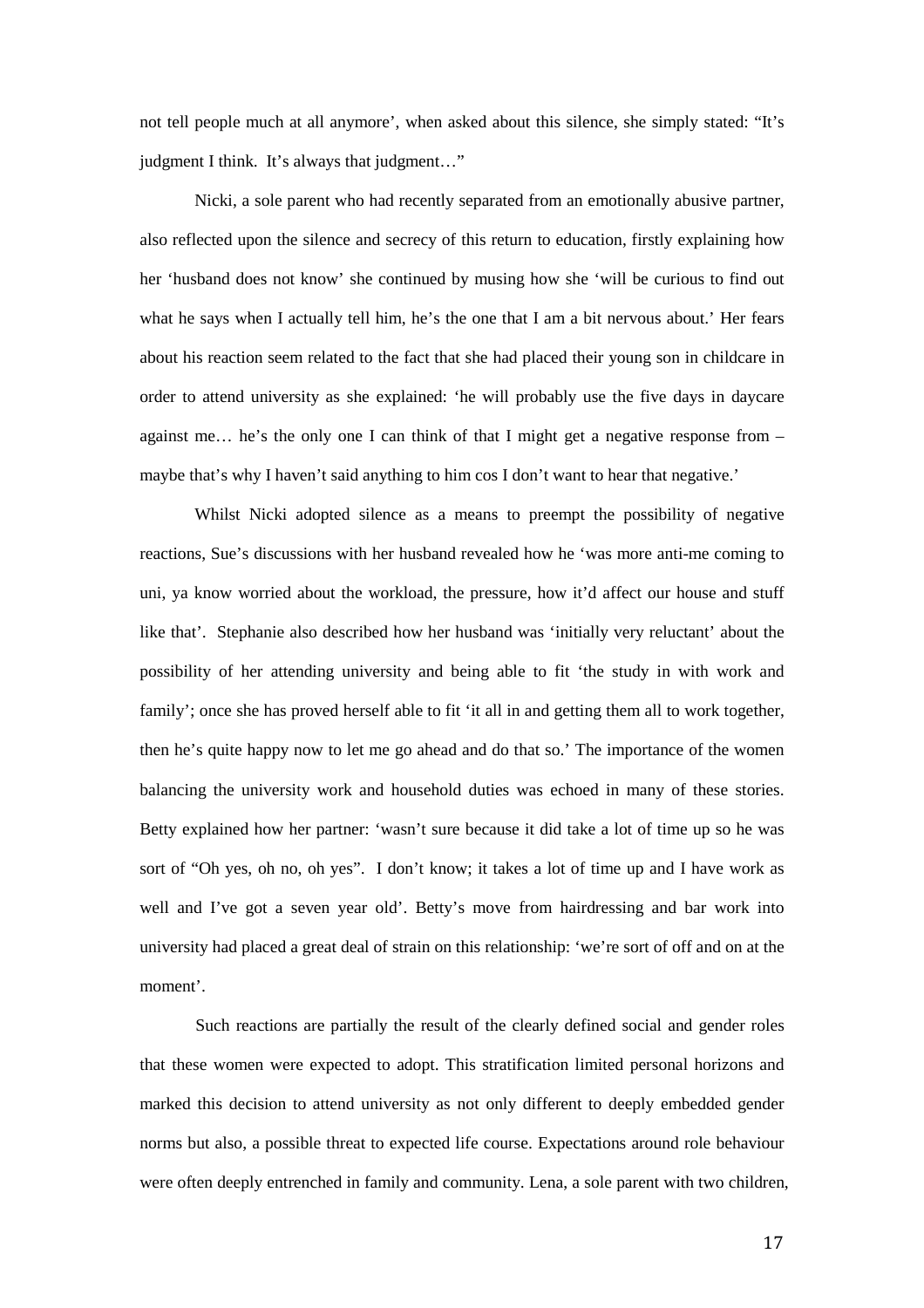not tell people much at all anymore', when asked about this silence, she simply stated: "It's judgment I think. It's always that judgment…"

Nicki, a sole parent who had recently separated from an emotionally abusive partner, also reflected upon the silence and secrecy of this return to education, firstly explaining how her 'husband does not know' she continued by musing how she 'will be curious to find out what he says when I actually tell him, he's the one that I am a bit nervous about.' Her fears about his reaction seem related to the fact that she had placed their young son in childcare in order to attend university as she explained: 'he will probably use the five days in daycare against me… he's the only one I can think of that I might get a negative response from – maybe that's why I haven't said anything to him cos I don't want to hear that negative.'

Whilst Nicki adopted silence as a means to preempt the possibility of negative reactions, Sue's discussions with her husband revealed how he 'was more anti-me coming to uni, ya know worried about the workload, the pressure, how it'd affect our house and stuff like that'. Stephanie also described how her husband was 'initially very reluctant' about the possibility of her attending university and being able to fit 'the study in with work and family'; once she has proved herself able to fit 'it all in and getting them all to work together, then he's quite happy now to let me go ahead and do that so.' The importance of the women balancing the university work and household duties was echoed in many of these stories. Betty explained how her partner: 'wasn't sure because it did take a lot of time up so he was sort of "Oh yes, oh no, oh yes". I don't know; it takes a lot of time up and I have work as well and I've got a seven year old'. Betty's move from hairdressing and bar work into university had placed a great deal of strain on this relationship: 'we're sort of off and on at the moment'.

Such reactions are partially the result of the clearly defined social and gender roles that these women were expected to adopt. This stratification limited personal horizons and marked this decision to attend university as not only different to deeply embedded gender norms but also, a possible threat to expected life course. Expectations around role behaviour were often deeply entrenched in family and community. Lena, a sole parent with two children,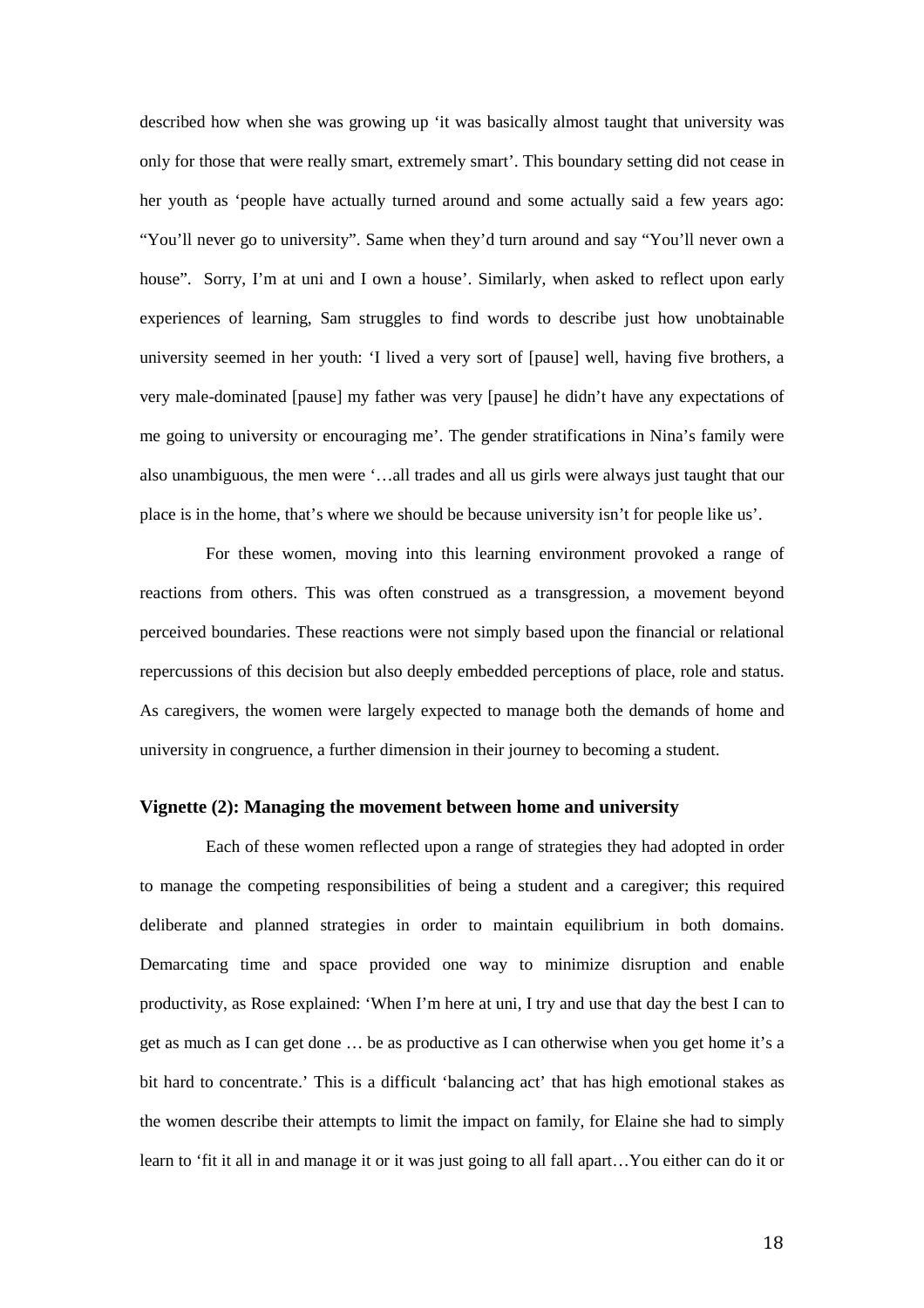described how when she was growing up 'it was basically almost taught that university was only for those that were really smart, extremely smart'. This boundary setting did not cease in her youth as 'people have actually turned around and some actually said a few years ago: "You'll never go to university". Same when they'd turn around and say "You'll never own a house". Sorry, I'm at uni and I own a house'. Similarly, when asked to reflect upon early experiences of learning, Sam struggles to find words to describe just how unobtainable university seemed in her youth: 'I lived a very sort of [pause] well, having five brothers, a very male-dominated [pause] my father was very [pause] he didn't have any expectations of me going to university or encouraging me'. The gender stratifications in Nina's family were also unambiguous, the men were '…all trades and all us girls were always just taught that our place is in the home, that's where we should be because university isn't for people like us'.

For these women, moving into this learning environment provoked a range of reactions from others. This was often construed as a transgression, a movement beyond perceived boundaries. These reactions were not simply based upon the financial or relational repercussions of this decision but also deeply embedded perceptions of place, role and status. As caregivers, the women were largely expected to manage both the demands of home and university in congruence, a further dimension in their journey to becoming a student.

### Vignette (2): Managing the movement between home and university

Each of these women reflected upon a range of strategies they had adopted in order to manage the competing responsibilities of being a student and a caregiver; this required deliberate and planned strategies in order to maintain equilibrium in both domains. Demarcating time and space provided one way to minimize disruption and enable productivity, as Rose explained: 'When I'm here at uni, I try and use that day the best I can to get as much as I can get done … be as productive as I can otherwise when you get home it's a bit hard to concentrate.' This is a difficult 'balancing act' that has high emotional stakes as the women describe their attempts to limit the impact on family, for Elaine she had to simply learn to 'fit it all in and manage it or it was just going to all fall apart…You either can do it or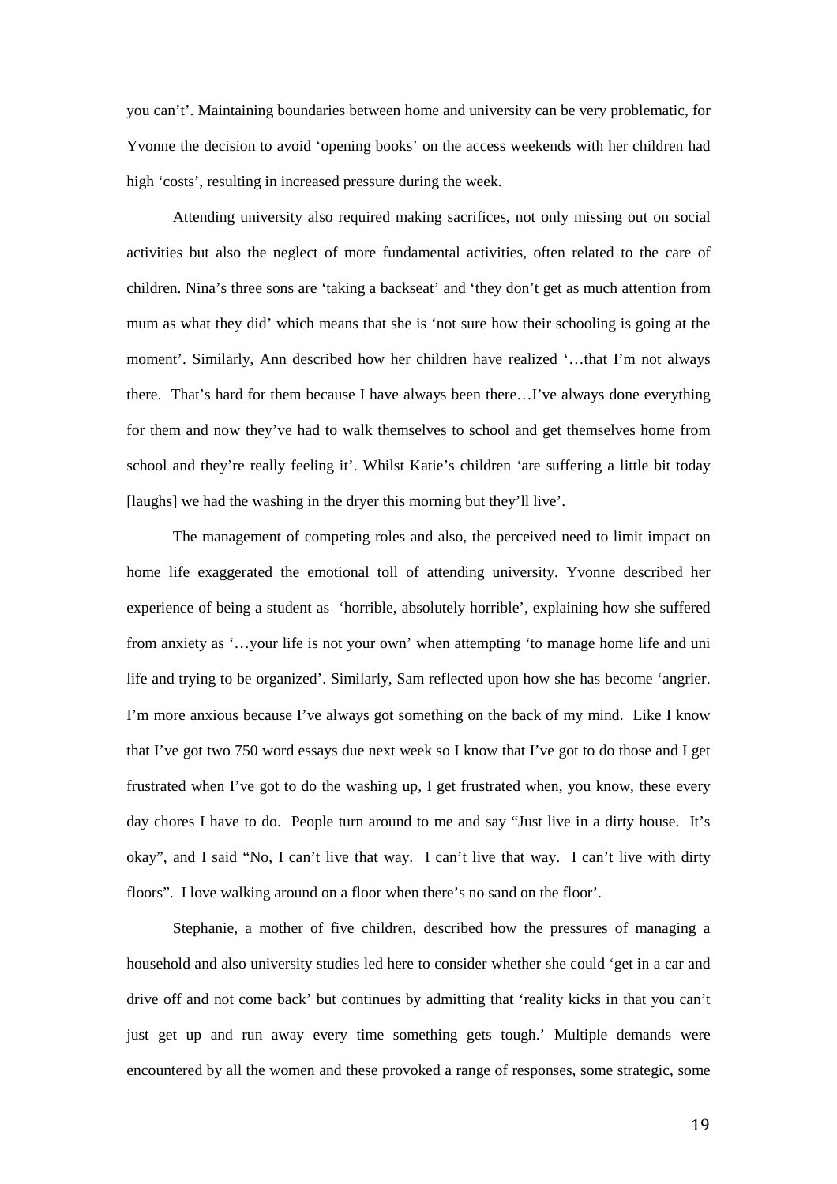you can't'. Maintaining boundaries between home and university can be very problematic, for Yvonne the decision to avoid 'opening books' on the access weekends with her children had high 'costs', resulting in increased pressure during the week.

Attending university also required making sacrifices, not only missing out on social activities but also the neglect of more fundamental activities, often related to the care of children. Nina's three sons are 'taking a backseat' and 'they don't get as much attention from mum as what they did' which means that she is 'not sure how their schooling is going at the moment'. Similarly, Ann described how her children have realized '…that I'm not always there. That's hard for them because I have always been there…I've always done everything for them and now they've had to walk themselves to school and get themselves home from school and they're really feeling it'. Whilst Katie's children 'are suffering a little bit today [laughs] we had the washing in the dryer this morning but they'll live'.

The management of competing roles and also, the perceived need to limit impact on home life exaggerated the emotional toll of attending university. Yvonne described her experience of being a student as 'horrible, absolutely horrible', explaining how she suffered from anxiety as '…your life is not your own' when attempting 'to manage home life and uni life and trying to be organized'. Similarly, Sam reflected upon how she has become 'angrier. I'm more anxious because I've always got something on the back of my mind. Like I know that I've got two 750 word essays due next week so I know that I've got to do those and I get frustrated when I've got to do the washing up, I get frustrated when, you know, these every day chores I have to do. People turn around to me and say "Just live in a dirty house. It's okay", and I said "No, I can't live that way. I can't live that way. I can't live with dirty floors". I love walking around on a floor when there's no sand on the floor'.

Stephanie, a mother of five children, described how the pressures of managing a household and also university studies led here to consider whether she could 'get in a car and drive off and not come back' but continues by admitting that 'reality kicks in that you can't just get up and run away every time something gets tough.' Multiple demands were encountered by all the women and these provoked a range of responses, some strategic, some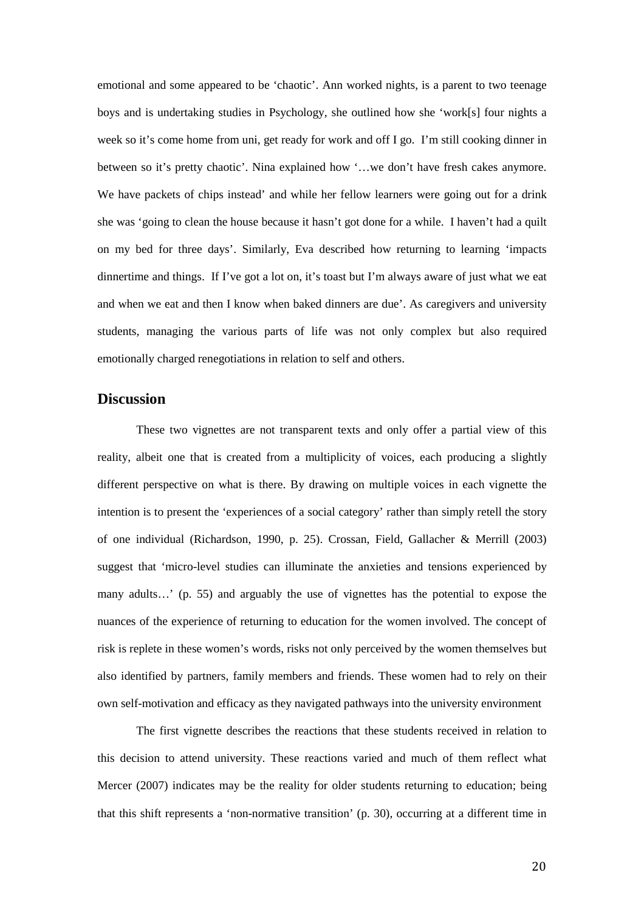emotional and some appeared to be 'chaotic'. Ann worked nights, is a parent to two teenage boys and is undertaking studies in Psychology, she outlined how she 'work[s] four nights a week so it's come home from uni, get ready for work and off I go. I'm still cooking dinner in between so it's pretty chaotic'. Nina explained how '…we don't have fresh cakes anymore. We have packets of chips instead' and while her fellow learners were going out for a drink she was 'going to clean the house because it hasn't got done for a while. I haven't had a quilt on my bed for three days'. Similarly, Eva described how returning to learning 'impacts dinnertime and things. If I've got a lot on, it's toast but I'm always aware of just what we eat and when we eat and then I know when baked dinners are due'. As caregivers and university students, managing the various parts of life was not only complex but also required emotionally charged renegotiations in relation to self and others.

## Discussion

These two vignettes are not transparent texts and only offer a partial view of this reality, albeit one that is created from a multiplicity of voices, each producing a slightly different perspective on what is there. By drawing on multiple voices in each vignette the intention is to present the 'experiences of a social category' rather than simply retell the story of one individual (Richardson, 1990, p. 25). Crossan, Field, Gallacher & Merrill (2003) suggest that 'micro-level studies can illuminate the anxieties and tensions experienced by many adults…' (p. 55) and arguably the use of vignettes has the potential to expose the nuances of the experience of returning to education for the women involved. The concept of risk is replete in these women's words, risks not only perceived by the women themselves but also identified by partners, family members and friends. These women had to rely on their own self-motivation and efficacy as they navigated pathways into the university environment

The first vignette describes the reactions that these students received in relation to this decision to attend university. These reactions varied and much of them reflect what Mercer (2007) indicates may be the reality for older students returning to education; being that this shift represents a 'non-normative transition' (p. 30), occurring at a different time in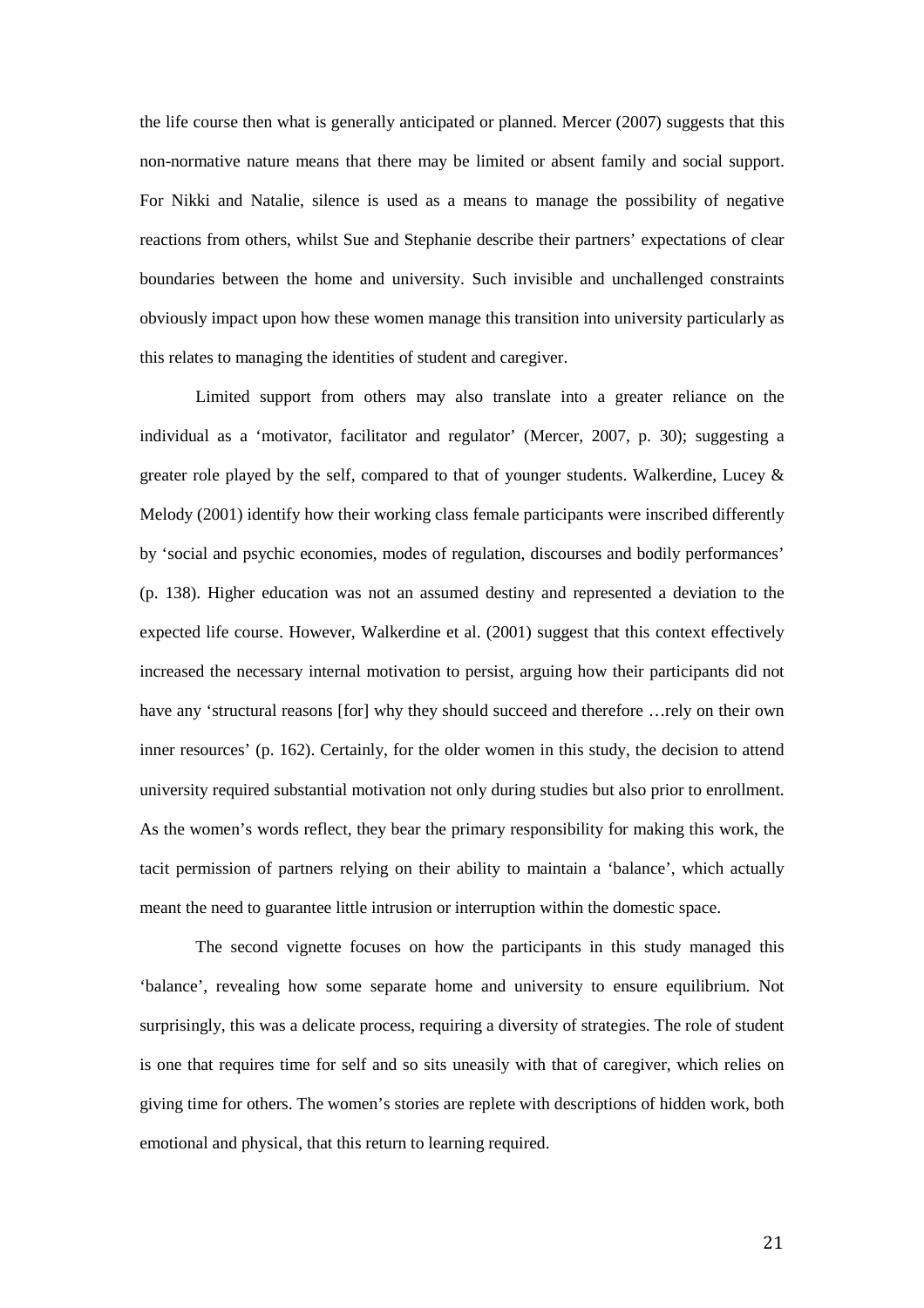the life course then what is generally anticipated or planned. Mercer (2007) suggests that this non-normative nature means that there may be limited or absent family and social support. For Nikki and Natalie, silence is used as a means to manage the possibility of negative reactions from others, whilst Sue and Stephanie describe their partners' expectations of clear boundaries between the home and university. Such invisible and unchallenged constraints obviously impact upon how these women manage this transition into university particularly as this relates to managing the identities of student and caregiver.

Limited support from others may also translate into a greater reliance on the individual as a 'motivator, facilitator and regulator' (Mercer, 2007, p. 30); suggesting a greater role played by the self, compared to that of younger students. Walkerdine, Lucey & Melody (2001) identify how their working class female participants were inscribed differently by 'social and psychic economies, modes of regulation, discourses and bodily performances' (p. 138). Higher education was not an assumed destiny and represented a deviation to the expected life course. However, Walkerdine et al. (2001) suggest that this context effectively increased the necessary internal motivation to persist, arguing how their participants did not have any 'structural reasons [for] why they should succeed and therefore …rely on their own inner resources' (p. 162). Certainly, for the older women in this study, the decision to attend university required substantial motivation not only during studies but also prior to enrollment. As the women's words reflect, they bear the primary responsibility for making this work, the tacit permission of partners relying on their ability to maintain a 'balance', which actually meant the need to guarantee little intrusion or interruption within the domestic space.

The second vignette focuses on how the participants in this study managed this 'balance', revealing how some separate home and university to ensure equilibrium. Not surprisingly, this was a delicate process, requiring a diversity of strategies. The role of student is one that requires time for self and so sits uneasily with that of caregiver, which relies on giving time for others. The women's stories are replete with descriptions of hidden work, both emotional and physical, that this return to learning required.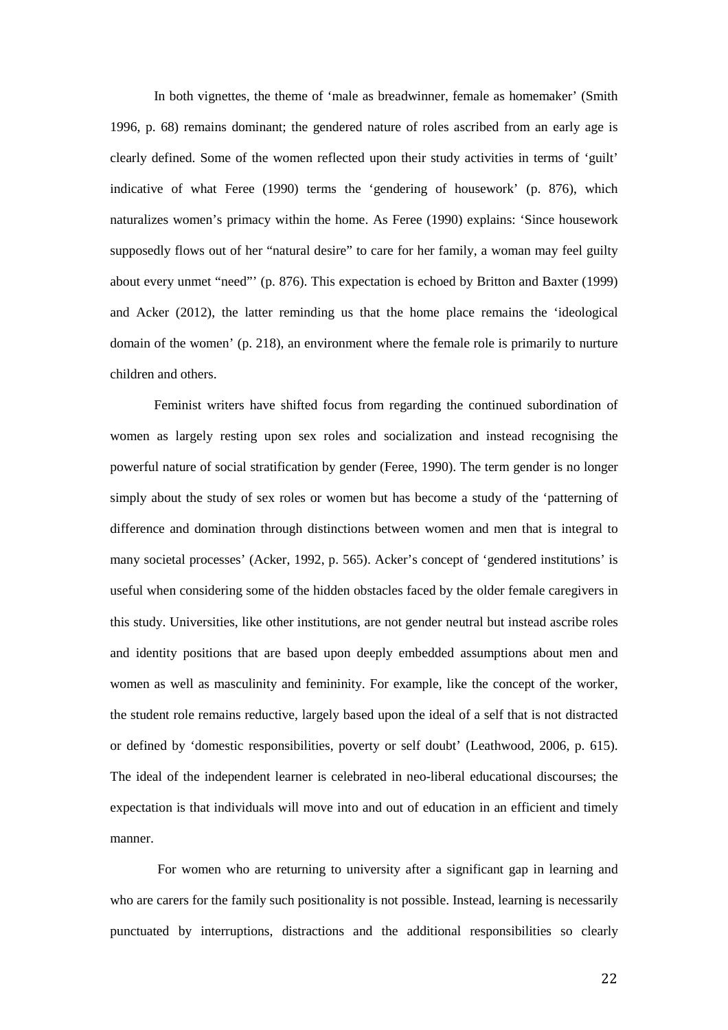In both vignettes, the theme of 'male as breadwinner, female as homemaker' (Smith 1996, p. 68) remains dominant; the gendered nature of roles ascribed from an early age is clearly defined. Some of the women reflected upon their study activities in terms of 'guilt' indicative of what Feree (1990) terms the 'gendering of housework' (p. 876), which naturalizes women's primacy within the home. As Feree (1990) explains: 'Since housework supposedly flows out of her "natural desire" to care for her family, a woman may feel guilty about every unmet "need"' (p. 876). This expectation is echoed by Britton and Baxter (1999) and Acker (2012), the latter reminding us that the home place remains the 'ideological domain of the women' (p. 218), an environment where the female role is primarily to nurture children and others.

Feminist writers have shifted focus from regarding the continued subordination of women as largely resting upon sex roles and socialization and instead recognising the powerful nature of social stratification by gender (Feree, 1990). The term gender is no longer simply about the study of sex roles or women but has become a study of the 'patterning of difference and domination through distinctions between women and men that is integral to many societal processes' (Acker, 1992, p. 565). Acker's concept of 'gendered institutions' is useful when considering some of the hidden obstacles faced by the older female caregivers in this study. Universities, like other institutions, are not gender neutral but instead ascribe roles and identity positions that are based upon deeply embedded assumptions about men and women as well as masculinity and femininity. For example, like the concept of the worker, the student role remains reductive, largely based upon the ideal of a self that is not distracted or defined by 'domestic responsibilities, poverty or self doubt' (Leathwood, 2006, p. 615). The ideal of the independent learner is celebrated in neo-liberal educational discourses; the expectation is that individuals will move into and out of education in an efficient and timely manner.

For women who are returning to university after a significant gap in learning and who are carers for the family such positionality is not possible. Instead, learning is necessarily punctuated by interruptions, distractions and the additional responsibilities so clearly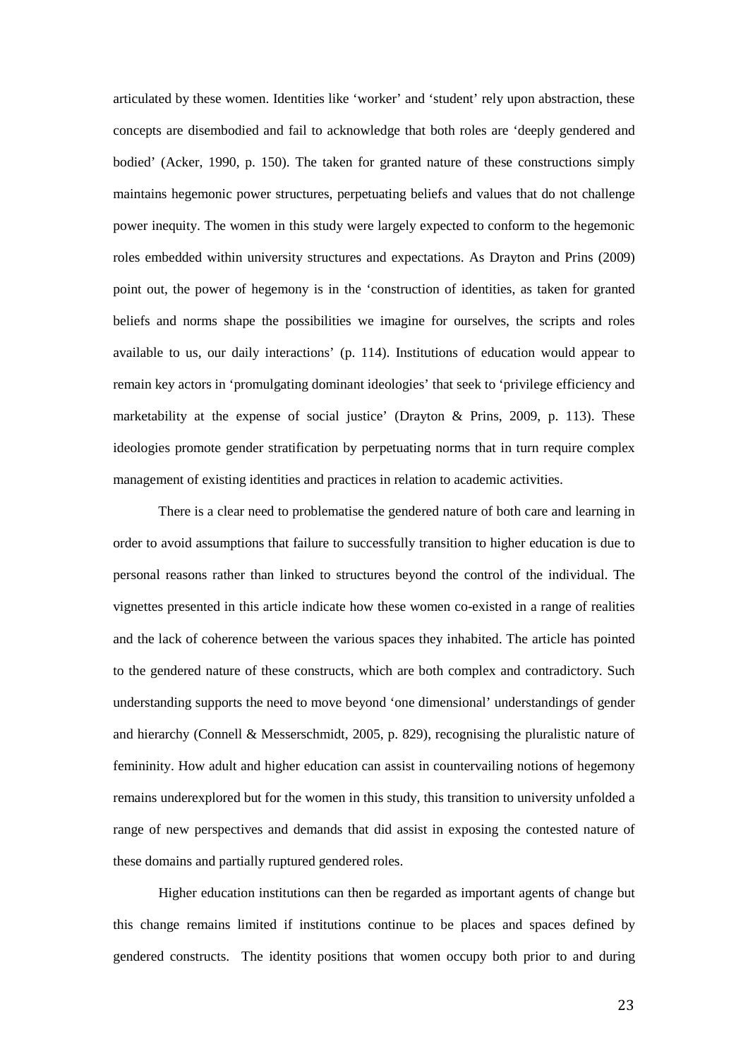articulated by these women. Identities like 'worker' and 'student' rely upon abstraction, these concepts are disembodied and fail to acknowledge that both roles are 'deeply gendered and bodied' (Acker, 1990, p. 150). The taken for granted nature of these constructions simply maintains hegemonic power structures, perpetuating beliefs and values that do not challenge power inequity. The women in this study were largely expected to conform to the hegemonic roles embedded within university structures and expectations. As Drayton and Prins (2009) point out, the power of hegemony is in the 'construction of identities, as taken for granted beliefs and norms shape the possibilities we imagine for ourselves, the scripts and roles available to us, our daily interactions' (p. 114). Institutions of education would appear to remain key actors in 'promulgating dominant ideologies' that seek to 'privilege efficiency and marketability at the expense of social justice' (Drayton & Prins, 2009, p. 113). These ideologies promote gender stratification by perpetuating norms that in turn require complex management of existing identities and practices in relation to academic activities.

There is a clear need to problematise the gendered nature of both care and learning in order to avoid assumptions that failure to successfully transition to higher education is due to personal reasons rather than linked to structures beyond the control of the individual. The vignettes presented in this article indicate how these women co-existed in a range of realities and the lack of coherence between the various spaces they inhabited. The article has pointed to the gendered nature of these constructs, which are both complex and contradictory. Such understanding supports the need to move beyond 'one dimensional' understandings of gender and hierarchy (Connell & Messerschmidt, 2005, p. 829), recognising the pluralistic nature of femininity. How adult and higher education can assist in countervailing notions of hegemony remains underexplored but for the women in this study, this transition to university unfolded a range of new perspectives and demands that did assist in exposing the contested nature of these domains and partially ruptured gendered roles.

Higher education institutions can then be regarded as important agents of change but this change remains limited if institutions continue to be places and spaces defined by gendered constructs. The identity positions that women occupy both prior to and during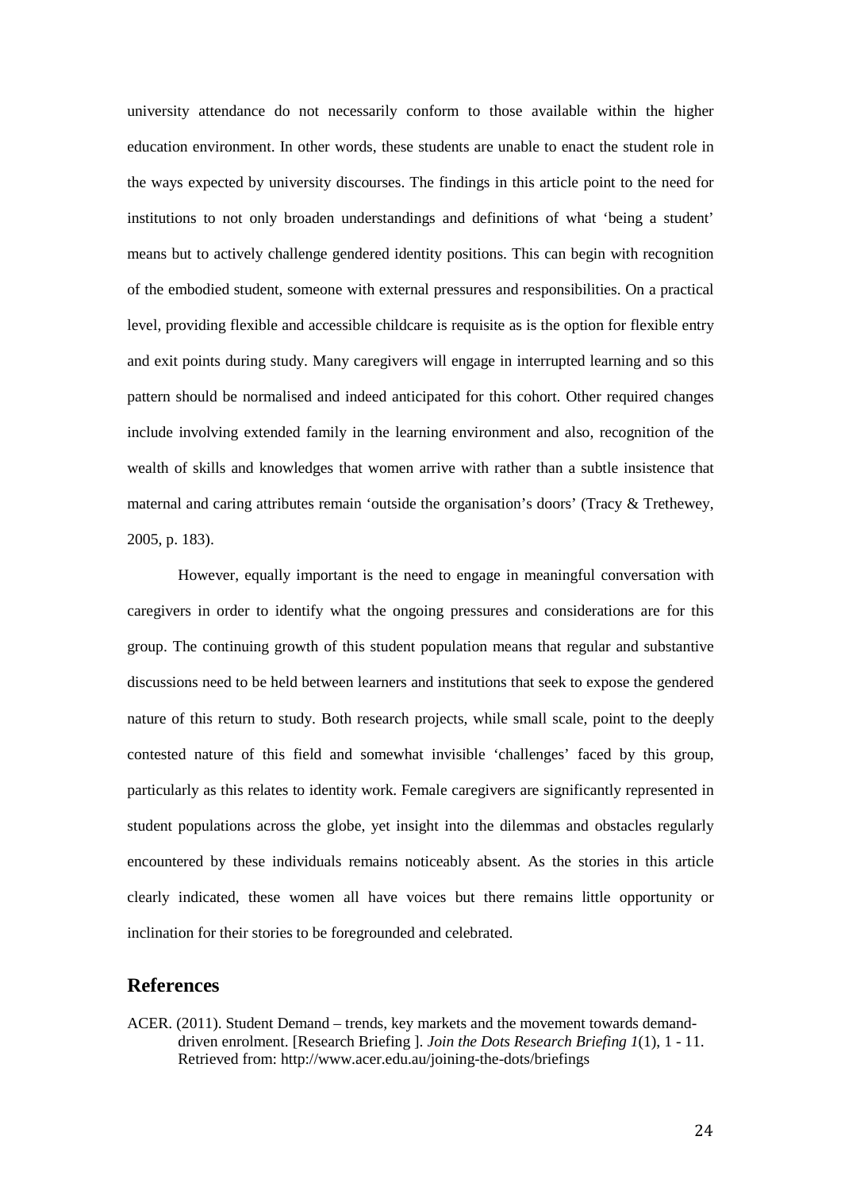university attendance do not necessarily conform to those available within the higher education environment. In other words, these students are unable to enact the student role in the ways expected by university discourses. The findings in this article point to the need for institutions to not only broaden understandings and definitions of what 'being a student' means but to actively challenge gendered identity positions. This can begin with recognition of the embodied student, someone with external pressures and responsibilities. On a practical level, providing flexible and accessible childcare is requisite as is the option for flexible entry and exit points during study. Many caregivers will engage in interrupted learning and so this pattern should be normalised and indeed anticipated for this cohort. Other required changes include involving extended family in the learning environment and also, recognition of the wealth of skills and knowledges that women arrive with rather than a subtle insistence that maternal and caring attributes remain 'outside the organisation's doors' (Tracy & Trethewey, 2005, p. 183).

However, equally important is the need to engage in meaningful conversation with caregivers in order to identify what the ongoing pressures and considerations are for this group. The continuing growth of this student population means that regular and substantive discussions need to be held between learners and institutions that seek to expose the gendered nature of this return to study. Both research projects, while small scale, point to the deeply contested nature of this field and somewhat invisible 'challenges' faced by this group, particularly as this relates to identity work. Female caregivers are significantly represented in student populations across the globe, yet insight into the dilemmas and obstacles regularly encountered by these individuals remains noticeably absent. As the stories in this article clearly indicated, these women all have voices but there remains little opportunity or inclination for their stories to be foregrounded and celebrated.

## References

ACER. (2011). Student Demand – trends, key markets and the movement towards demand-driven enrolment. [Research Briefing ]. *Join the Dots Research Briefing 1*(1), 1 - 11. Retrieved from: http://www.acer.edu.au/joining-the-dots/briefings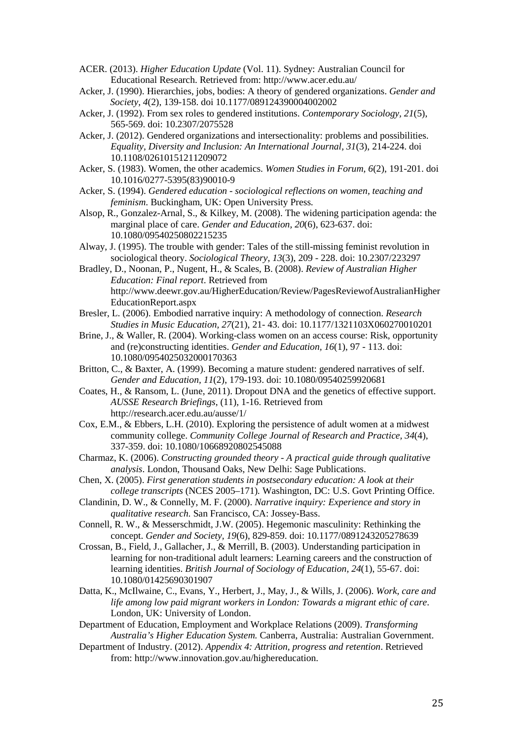ACER. (2013). *Higher Education Update* (Vol. 11). Sydney: Australian Council for Educational Research. Retrieved from: http://www.acer.edu.au/

Acker, J. (1990). Hierarchies, jobs, bodies: A theory of gendered organizations. *Gender and Society, 4*(2), 139-158. doi 10.1177/089124390004002002

Acker, J. (1992). From sex roles to gendered institutions. *Contemporary Sociology, 21*(5), 565-569. doi: 10.2307/2075528

Acker, J. (2012). Gendered organizations and intersectionality: problems and possibilities. *Equality, Diversity and Inclusion: An International Journal, 31*(3), 214-224. doi 10.1108/02610151211209072

Acker, S. (1983). Women, the other academics. *Women Studies in Forum, 6*(2), 191-201. doi 10.1016/0277-5395(83)90010-9

Acker, S. (1994). *Gendered education - sociological reflections on women, teaching and feminism*. Buckingham, UK: Open University Press.

Alsop, R., Gonzalez-Arnal, S., & Kilkey, M. (2008). The widening participation agenda: the marginal place of care. *Gender and Education, 20*(6), 623-637. doi: 10.1080/09540250802215235

Alway, J. (1995). The trouble with gender: Tales of the still-missing feminist revolution in sociological theory. *Sociological Theory, 13*(3), 209 - 228. doi: 10.2307/223297

Bradley, D., Noonan, P., Nugent, H., & Scales, B. (2008). *Review of Australian Higher Education: Final report*. Retrieved from http://www.deewr.gov.au/HigherEducation/Review/PagesReviewofAustralianHigherEducationReport.aspx

Bresler, L. (2006). Embodied narrative inquiry: A methodology of connection. *Research Studies in Music Education, 27*(21), 21- 43. doi: 10.1177/1321103X060270010201

Brine, J., & Waller, R. (2004). Working-class women on an access course: Risk, opportunity and (re)constructing identities. *Gender and Education, 16*(1), 97 - 113. doi: 10.1080/0954025032000170363

Britton, C., & Baxter, A. (1999). Becoming a mature student: gendered narratives of self. *Gender and Education, 11*(2), 179-193. doi: 10.1080/09540259920681

Coates, H., & Ransom, L. (June, 2011). Dropout DNA and the genetics of effective support. *AUSSE Research Briefings*, (11), 1-16. Retrieved from http://research.acer.edu.au/ausse/1/

Cox, E.M., & Ebbers, L.H. (2010). Exploring the persistence of adult women at a midwest community college. *Community College Journal of Research and Practice, 34*(4), 337-359. doi: 10.1080/10668920802545088

Charmaz, K. (2006). *Constructing grounded theory - A practical guide through qualitative analysis*. London, Thousand Oaks, New Delhi: Sage Publications.

Chen, X. (2005). *First generation students in postsecondary education: A look at their college transcripts* (NCES 2005–171)*.* Washington, DC: U.S. Govt Printing Office.

Clandinin, D. W., & Connelly, M. F. (2000). *Narrative inquiry: Experience and story in qualitative research.* San Francisco, CA: Jossey-Bass.

Connell, R. W., & Messerschmidt, J.W. (2005). Hegemonic masculinity: Rethinking the concept. *Gender and Society*, *19*(6), 829-859. doi: 10.1177/0891243205278639

Crossan, B., Field, J., Gallacher, J., & Merrill, B. (2003). Understanding participation in learning for non-traditional adult learners: Learning careers and the construction of learning identities. *British Journal of Sociology of Education, 24*(1), 55-67. doi: 10.1080/01425690301907

Datta, K., McIlwaine, C., Evans, Y., Herbert, J., May, J., & Wills, J. (2006). *Work, care and life among low paid migrant workers in London: Towards a migrant ethic of care*. London, UK: University of London.

Department of Education, Employment and Workplace Relations (2009). *Transforming Australia's Higher Education System.* Canberra, Australia: Australian Government.

Department of Industry. (2012). *Appendix 4: Attrition, progress and retention*. Retrieved from: http://www.innovation.gov.au/highereducation.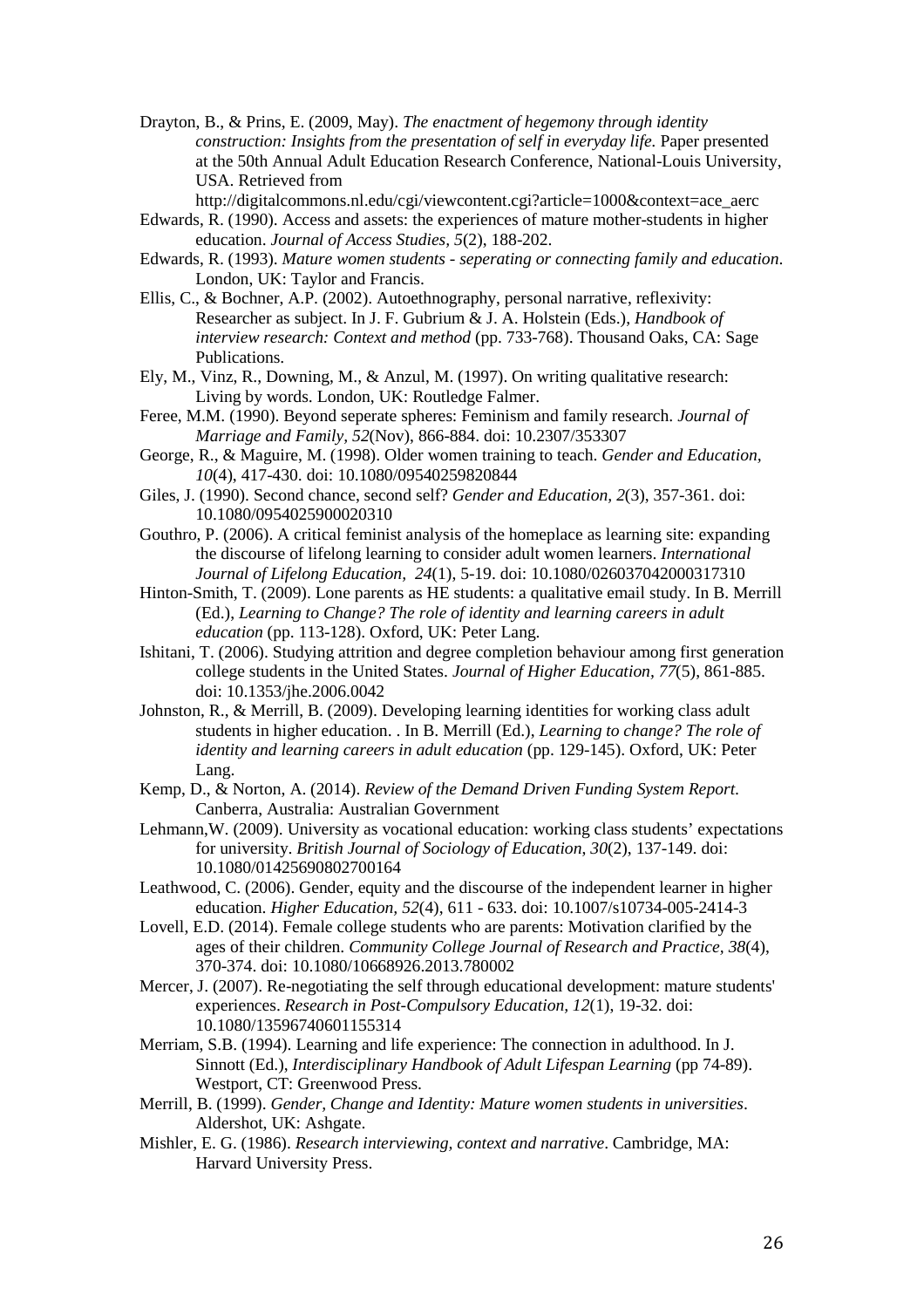Drayton, B., & Prins, E. (2009, May). *The enactment of hegemony through identity construction: Insights from the presentation of self in everyday life.* Paper presented at the 50th Annual Adult Education Research Conference, National-Louis University, USA. Retrieved from http://digitalcommons.nl.edu/cgi/viewcontent.cgi?article=1000&context=ace_aerc

Edwards, R. (1990). Access and assets: the experiences of mature mother-students in higher education. *Journal of Access Studies*, *5*(2), 188-202.

Edwards, R. (1993). *Mature women students - seperating or connecting family and education*. London, UK: Taylor and Francis.

Ellis, C., & Bochner, A.P. (2002). Autoethnography, personal narrative, reflexivity: Researcher as subject. In J. F. Gubrium & J. A. Holstein (Eds.), *Handbook of interview research: Context and method* (pp. 733-768). Thousand Oaks, CA: Sage Publications.

Ely, M., Vinz, R., Downing, M., & Anzul, M. (1997). On writing qualitative research: Living by words. London, UK: Routledge Falmer.

Feree, M.M. (1990). Beyond seperate spheres: Feminism and family research. *Journal of Marriage and Family, 52*(Nov), 866-884. doi: 10.2307/353307

George, R., & Maguire, M. (1998). Older women training to teach. *Gender and Education, 10*(4), 417-430. doi: 10.1080/09540259820844

Giles, J. (1990). Second chance, second self? *Gender and Education, 2*(3), 357-361. doi: 10.1080/0954025900020310

Gouthro, P. (2006). A critical feminist analysis of the homeplace as learning site: expanding the discourse of lifelong learning to consider adult women learners. *International Journal of Lifelong Education, 24*(1), 5-19. doi: 10.1080/026037042000317310

Hinton-Smith, T. (2009). Lone parents as HE students: a qualitative email study. In B. Merrill (Ed.), *Learning to Change? The role of identity and learning careers in adult education* (pp. 113-128). Oxford, UK: Peter Lang.

Ishitani, T. (2006). Studying attrition and degree completion behaviour among first generation college students in the United States. *Journal of Higher Education, 77*(5), 861-885. doi: 10.1353/jhe.2006.0042

Johnston, R., & Merrill, B. (2009). Developing learning identities for working class adult students in higher education. . In B. Merrill (Ed.), *Learning to change? The role of identity and learning careers in adult education* (pp. 129-145). Oxford, UK: Peter Lang.

Kemp, D., & Norton, A. (2014). *Review of the Demand Driven Funding System Report.* Canberra, Australia: Australian Government

Lehmann,W. (2009). University as vocational education: working class students' expectations for university. *British Journal of Sociology of Education*, *30*(2), 137-149. doi: 10.1080/01425690802700164

Leathwood, C. (2006). Gender, equity and the discourse of the independent learner in higher education. *Higher Education, 52*(4), 611 - 633. doi: 10.1007/s10734-005-2414-3

Lovell, E.D. (2014). Female college students who are parents: Motivation clarified by the ages of their children. *Community College Journal of Research and Practice*, *38*(4), 370-374. doi: 10.1080/10668926.2013.780002

Mercer, J. (2007). Re-negotiating the self through educational development: mature students' experiences. *Research in Post-Compulsory Education, 12*(1), 19-32. doi: 10.1080/13596740601155314

Merriam, S.B. (1994). Learning and life experience: The connection in adulthood. In J. Sinnott (Ed.), *Interdisciplinary Handbook of Adult Lifespan Learning* (pp 74-89). Westport, CT: Greenwood Press.

Merrill, B. (1999). *Gender, Change and Identity: Mature women students in universities*. Aldershot, UK: Ashgate.

Mishler, E. G. (1986). *Research interviewing, context and narrative*. Cambridge, MA: Harvard University Press.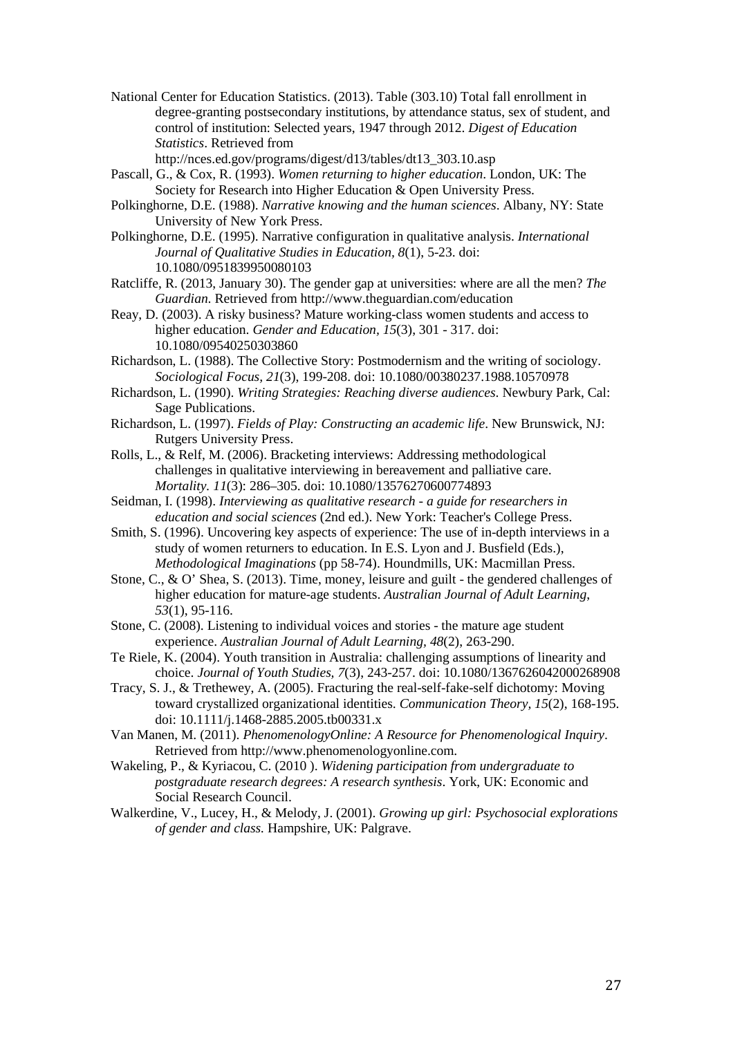National Center for Education Statistics. (2013). Table (303.10) Total fall enrollment in degree-granting postsecondary institutions, by attendance status, sex of student, and control of institution: Selected years, 1947 through 2012. *Digest of Education Statistics*. Retrieved from http://nces.ed.gov/programs/digest/d13/tables/dt13_303.10.asp

Pascall, G., & Cox, R. (1993). *Women returning to higher education*. London, UK: The Society for Research into Higher Education & Open University Press.

Polkinghorne, D.E. (1988). *Narrative knowing and the human sciences*. Albany, NY: State University of New York Press.

Polkinghorne, D.E. (1995). Narrative configuration in qualitative analysis. *International Journal of Qualitative Studies in Education*, *8*(1), 5-23. doi: 10.1080/0951839950080103

Ratcliffe, R. (2013, January 30). The gender gap at universities: where are all the men? *The Guardian*. Retrieved from http://www.theguardian.com/education

Reay, D. (2003). A risky business? Mature working-class women students and access to higher education. *Gender and Education, 15*(3), 301 - 317. doi: 10.1080/09540250303860

Richardson, L. (1988). The Collective Story: Postmodernism and the writing of sociology. *Sociological Focus, 21*(3), 199-208. doi: 10.1080/00380237.1988.10570978

Richardson, L. (1990). *Writing Strategies: Reaching diverse audiences*. Newbury Park, Cal: Sage Publications.

Richardson, L. (1997). *Fields of Play: Constructing an academic life*. New Brunswick, NJ: Rutgers University Press.

Rolls, L., & Relf, M. (2006). Bracketing interviews: Addressing methodological challenges in qualitative interviewing in bereavement and palliative care. *Mortality. 11*(3): 286–305. doi: 10.1080/13576270600774893

Seidman, I. (1998). *Interviewing as qualitative research - a guide for researchers in education and social sciences* (2nd ed.). New York: Teacher's College Press.

Smith, S. (1996). Uncovering key aspects of experience: The use of in-depth interviews in a study of women returners to education. In E.S. Lyon and J. Busfield (Eds.), *Methodological Imaginations* (pp 58-74). Houndmills, UK: Macmillan Press.

Stone, C., & O' Shea, S. (2013). Time, money, leisure and guilt - the gendered challenges of higher education for mature-age students. *Australian Journal of Adult Learning, 53*(1), 95-116.

Stone, C. (2008). Listening to individual voices and stories - the mature age student experience. *Australian Journal of Adult Learning, 48*(2), 263-290.

Te Riele, K. (2004). Youth transition in Australia: challenging assumptions of linearity and choice. *Journal of Youth Studies, 7*(3), 243-257. doi: 10.1080/1367626042000268908

Tracy, S. J., & Trethewey, A. (2005). Fracturing the real-self-fake-self dichotomy: Moving toward crystallized organizational identities. *Communication Theory, 15*(2), 168-195. doi: 10.1111/j.1468-2885.2005.tb00331.x

Van Manen, M. (2011). *PhenomenologyOnline: A Resource for Phenomenological Inquiry*. Retrieved from http://www.phenomenologyonline.com.

Wakeling, P., & Kyriacou, C. (2010 ). *Widening participation from undergraduate to postgraduate research degrees: A research synthesis*. York, UK: Economic and Social Research Council.

Walkerdine, V., Lucey, H., & Melody, J. (2001). *Growing up girl: Psychosocial explorations of gender and class.* Hampshire, UK: Palgrave.